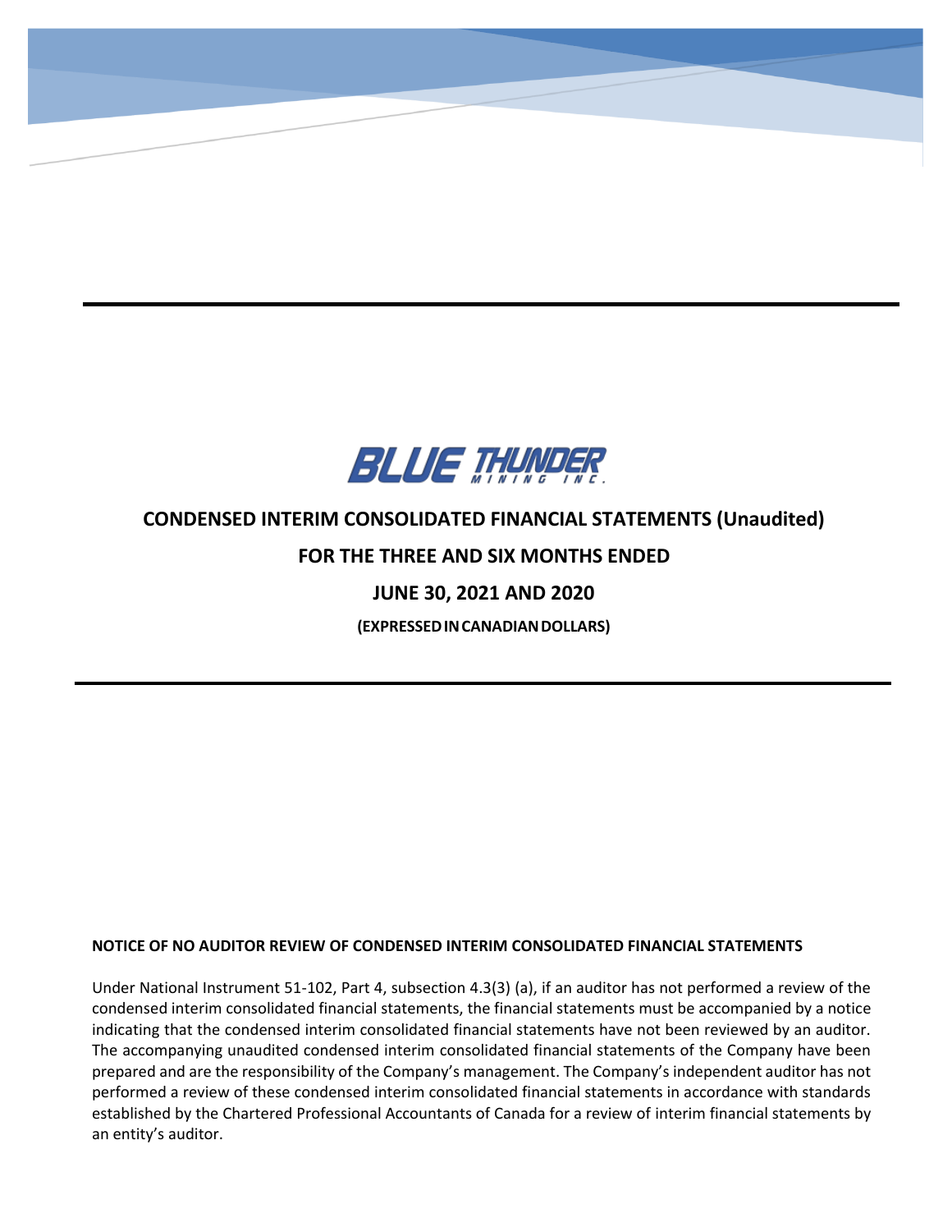**BLUE THUNDER MINING INC.**

# CONDENSED INTERIM CONSOLIDATED FINANCIAL STATEMENTS (Unaudited)

## FOR THE THREE AND SIX MONTHS ENDED

## JUNE 30, 2021 AND 2020

**(EXPRESSED IN CANADIAN DOLLARS)**

**NOTICE OF NO AUDITOR REVIEW OF CONDENSED INTERIM CONSOLIDATED FINANCIAL STATEMENTS**

Under National Instrument 51-102, Part 4, subsection 4.3(3) (a), if an auditor has not performed a review of the condensed interim consolidated financial statements, the financial statements must be accompanied by a notice indicating that the condensed interim consolidated financial statements have not been reviewed by an auditor. The accompanying unaudited condensed interim consolidated financial statements of the Company have been prepared and are the responsibility of the Company's management. The Company's independent auditor has not performed a review of these condensed interim consolidated financial statements in accordance with standards established by the Chartered Professional Accountants of Canada for a review of interim financial statements by an entity's auditor.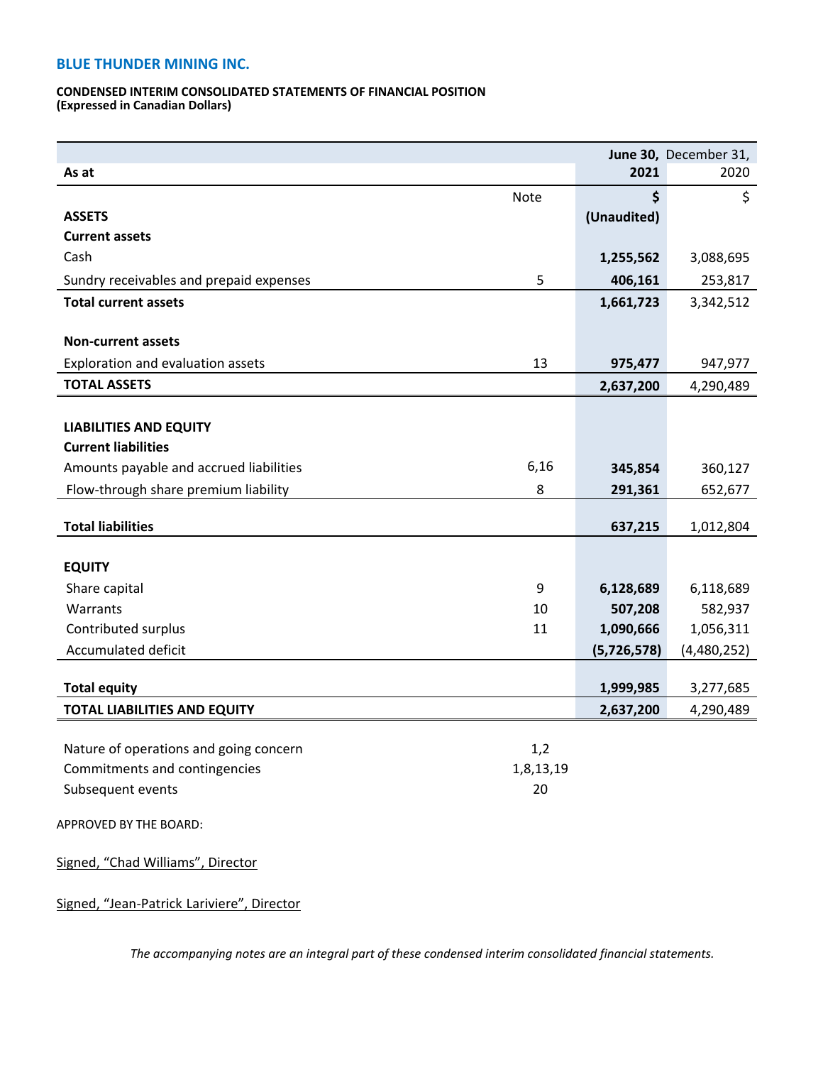**BLUE THUNDER MINING INC.**

**CONDENSED INTERIM CONSOLIDATED STATEMENTS OF FINANCIAL POSITION**
**(Expressed in Canadian Dollars)**

| As at | Note | June 30, 2021 | December 31, 2020 |
|---|---|---|---|
| | | $ | $ |
| **ASSETS** | | (Unaudited) | |
| **Current assets** | | | |
| Cash | | 1,255,562 | 3,088,695 |
| Sundry receivables and prepaid expenses | 5 | 406,161 | 253,817 |
| **Total current assets** | | 1,661,723 | 3,342,512 |
| | | | |
| **Non-current assets** | | | |
| Exploration and evaluation assets | 13 | 975,477 | 947,977 |
| **TOTAL ASSETS** | | 2,637,200 | 4,290,489 |
| | | | |
| **LIABILITIES AND EQUITY** | | | |
| **Current liabilities** | | | |
| Amounts payable and accrued liabilities | 6,16 | 345,854 | 360,127 |
| Flow-through share premium liability | 8 | 291,361 | 652,677 |
| | | | |
| **Total liabilities** | | 637,215 | 1,012,804 |
| | | | |
| **EQUITY** | | | |
| Share capital | 9 | 6,128,689 | 6,118,689 |
| Warrants | 10 | 507,208 | 582,937 |
| Contributed surplus | 11 | 1,090,666 | 1,056,311 |
| Accumulated deficit | | (5,726,578) | (4,480,252) |
| | | | |
| **Total equity** | | 1,999,985 | 3,277,685 |
| **TOTAL LIABILITIES AND EQUITY** | | 2,637,200 | 4,290,489 |

| | |
|---|---|
| Nature of operations and going concern | 1,2 |
| Commitments and contingencies | 1,8,13,19 |
| Subsequent events | 20 |

APPROVED BY THE BOARD:

Signed, "Chad Williams", Director

Signed, "Jean-Patrick Lariviere", Director

*The accompanying notes are an integral part of these condensed interim consolidated financial statements.*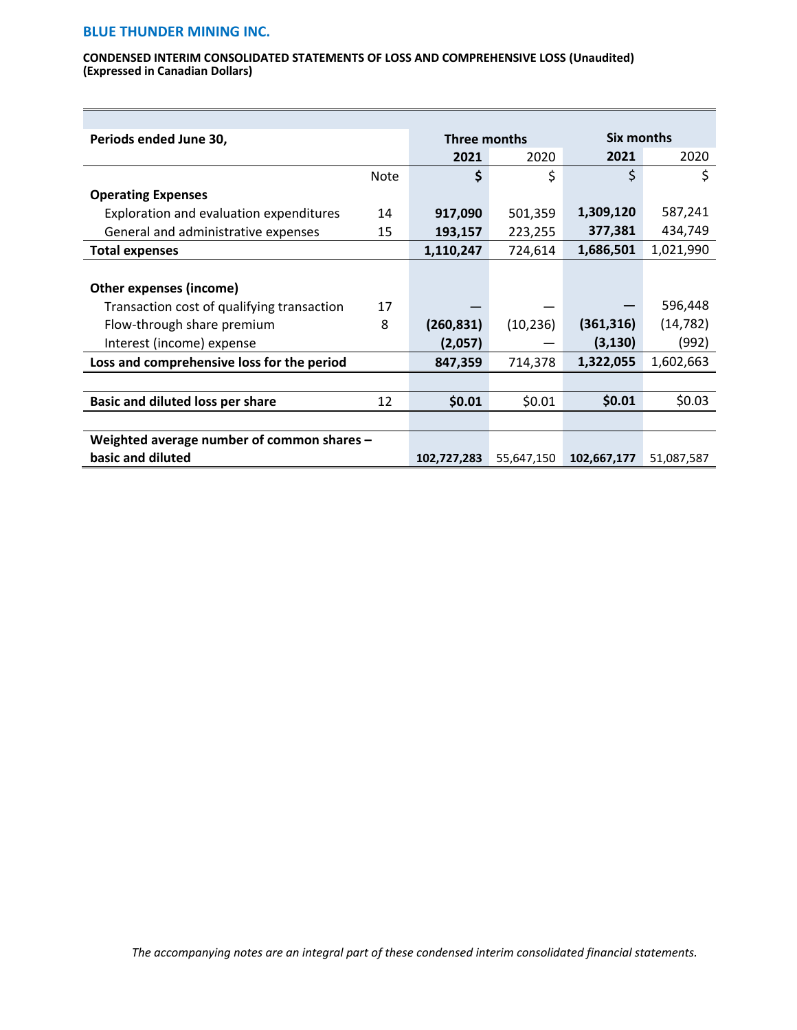**BLUE THUNDER MINING INC.**

**CONDENSED INTERIM CONSOLIDATED STATEMENTS OF LOSS AND COMPREHENSIVE LOSS (Unaudited)**
**(Expressed in Canadian Dollars)**

| **Periods ended June 30,** | | **Three months** | | **Six months** | |
|---|---|---|---|---|---|
| | | **2021** | 2020 | **2021** | 2020 |
| | Note | **$** | $ | $ | $ |
| **Operating Expenses** | | | | | |
| Exploration and evaluation expenditures | 14 | **917,090** | 501,359 | **1,309,120** | 587,241 |
| General and administrative expenses | 15 | **193,157** | 223,255 | **377,381** | 434,749 |
| **Total expenses** | | **1,110,247** | 724,614 | **1,686,501** | 1,021,990 |
| | | | | | |
| **Other expenses (income)** | | | | | |
| Transaction cost of qualifying transaction | 17 | — | — | **—** | 596,448 |
| Flow-through share premium | 8 | **(260,831)** | (10,236) | **(361,316)** | (14,782) |
| Interest (income) expense | | **(2,057)** | — | **(3,130)** | (992) |
| **Loss and comprehensive loss for the period** | | **847,359** | 714,378 | **1,322,055** | 1,602,663 |
| | | | | | |
| **Basic and diluted loss per share** | 12 | **$0.01** | $0.01 | **$0.01** | $0.03 |
| | | | | | |
| **Weighted average number of common shares – basic and diluted** | | **102,727,283** | 55,647,150 | **102,667,177** | 51,087,587 |

*The accompanying notes are an integral part of these condensed interim consolidated financial statements.*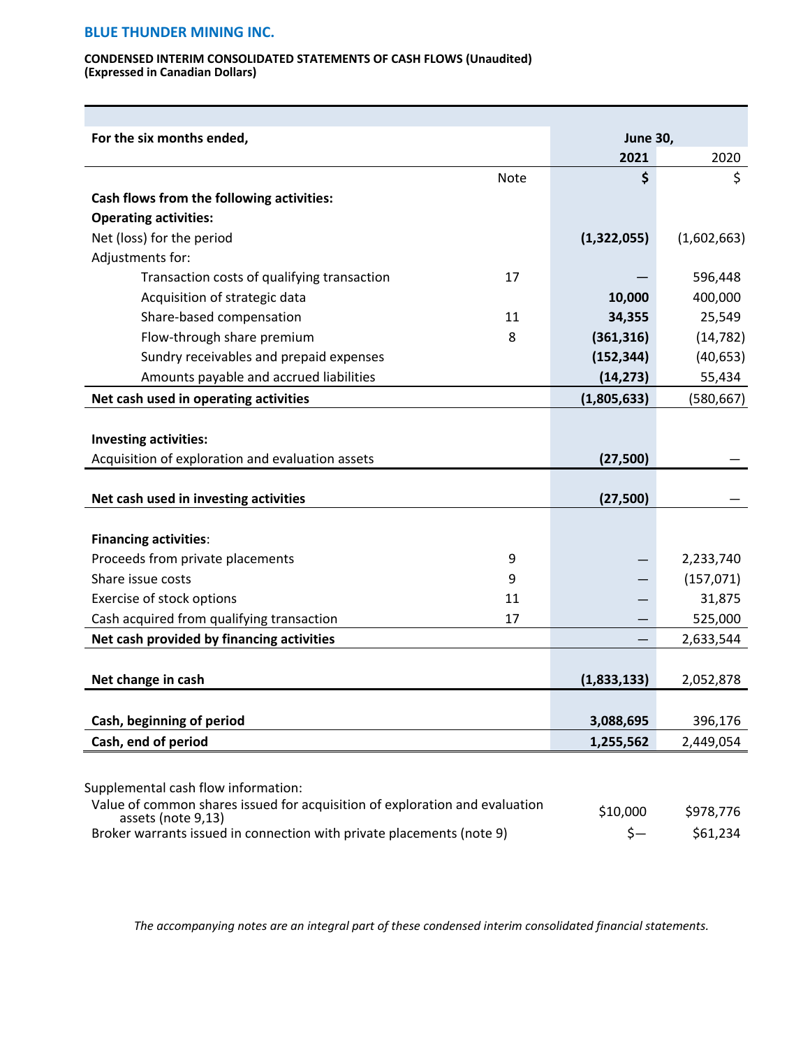**BLUE THUNDER MINING INC.**

**CONDENSED INTERIM CONSOLIDATED STATEMENTS OF CASH FLOWS (Unaudited)**
**(Expressed in Canadian Dollars)**

| For the six months ended, | | June 30, | |
|---|---|---|---|
| | | **2021** | 2020 |
| | Note | **$** | $ |
| **Cash flows from the following activities:** | | | |
| **Operating activities:** | | | |
| Net (loss) for the period | | **(1,322,055)** | (1,602,663) |
| Adjustments for: | | | |
| Transaction costs of qualifying transaction | 17 | **—** | 596,448 |
| Acquisition of strategic data | | **10,000** | 400,000 |
| Share-based compensation | 11 | **34,355** | 25,549 |
| Flow-through share premium | 8 | **(361,316)** | (14,782) |
| Sundry receivables and prepaid expenses | | **(152,344)** | (40,653) |
| Amounts payable and accrued liabilities | | **(14,273)** | 55,434 |
| **Net cash used in operating activities** | | **(1,805,633)** | (580,667) |
| | | | |
| **Investing activities:** | | | |
| Acquisition of exploration and evaluation assets | | **(27,500)** | — |
| | | | |
| **Net cash used in investing activities** | | **(27,500)** | — |
| | | | |
| **Financing activities**: | | | |
| Proceeds from private placements | 9 | **—** | 2,233,740 |
| Share issue costs | 9 | **—** | (157,071) |
| Exercise of stock options | 11 | **—** | 31,875 |
| Cash acquired from qualifying transaction | 17 | **—** | 525,000 |
| **Net cash provided by financing activities** | | **—** | 2,633,544 |
| | | | |
| **Net change in cash** | | **(1,833,133)** | 2,052,878 |
| | | | |
| **Cash, beginning of period** | | **3,088,695** | 396,176 |
| **Cash, end of period** | | **1,255,562** | 2,449,054 |

| Supplemental cash flow information: | | |
|---|---|---|
| Value of common shares issued for acquisition of exploration and evaluation assets (note 9,13) | $10,000 | $978,776 |
| Broker warrants issued in connection with private placements (note 9) | $— | $61,234 |

*The accompanying notes are an integral part of these condensed interim consolidated financial statements.*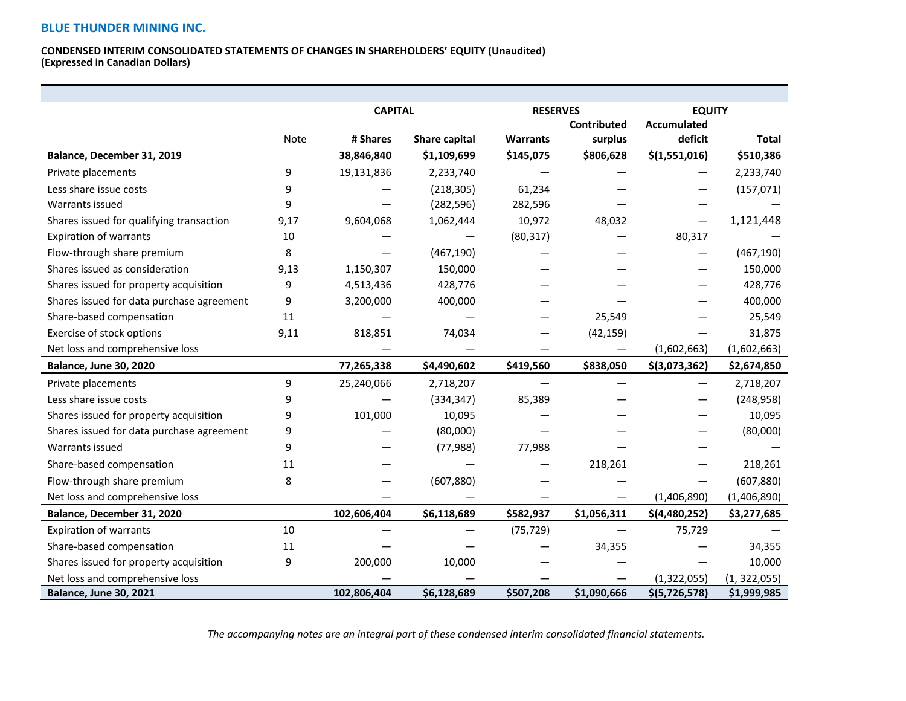**BLUE THUNDER MINING INC.**

**CONDENSED INTERIM CONSOLIDATED STATEMENTS OF CHANGES IN SHAREHOLDERS' EQUITY (Unaudited)**
**(Expressed in Canadian Dollars)**

| | | CAPITAL | | RESERVES | | EQUITY | |
|---|---|---|---|---|---|---|---|
| | Note | # Shares | Share capital | Warrants | Contributed surplus | Accumulated deficit | Total |
| **Balance, December 31, 2019** | | **38,846,840** | **$1,109,699** | **$145,075** | **$806,628** | **$(1,551,016)** | **$510,386** |
| Private placements | 9 | 19,131,836 | 2,233,740 | — | — | — | 2,233,740 |
| Less share issue costs | 9 | — | (218,305) | 61,234 | — | — | (157,071) |
| Warrants issued | 9 | — | (282,596) | 282,596 | — | — | — |
| Shares issued for qualifying transaction | 9,17 | 9,604,068 | 1,062,444 | 10,972 | 48,032 | — | 1,121,448 |
| Expiration of warrants | 10 | — | — | (80,317) | — | 80,317 | — |
| Flow-through share premium | 8 | — | (467,190) | — | — | — | (467,190) |
| Shares issued as consideration | 9,13 | 1,150,307 | 150,000 | — | — | — | 150,000 |
| Shares issued for property acquisition | 9 | 4,513,436 | 428,776 | — | — | — | 428,776 |
| Shares issued for data purchase agreement | 9 | 3,200,000 | 400,000 | — | — | — | 400,000 |
| Share-based compensation | 11 | — | — | — | 25,549 | — | 25,549 |
| Exercise of stock options | 9,11 | 818,851 | 74,034 | — | (42,159) | — | 31,875 |
| Net loss and comprehensive loss | | — | — | — | — | (1,602,663) | (1,602,663) |
| **Balance, June 30, 2020** | | **77,265,338** | **$4,490,602** | **$419,560** | **$838,050** | **$(3,073,362)** | **$2,674,850** |
| Private placements | 9 | 25,240,066 | 2,718,207 | — | — | — | 2,718,207 |
| Less share issue costs | 9 | — | (334,347) | 85,389 | — | — | (248,958) |
| Shares issued for property acquisition | 9 | 101,000 | 10,095 | — | — | — | 10,095 |
| Shares issued for data purchase agreement | 9 | — | (80,000) | — | — | — | (80,000) |
| Warrants issued | 9 | — | (77,988) | 77,988 | — | — | — |
| Share-based compensation | 11 | — | — | — | 218,261 | — | 218,261 |
| Flow-through share premium | 8 | — | (607,880) | — | — | — | (607,880) |
| Net loss and comprehensive loss | | — | — | — | — | (1,406,890) | (1,406,890) |
| **Balance, December 31, 2020** | | **102,606,404** | **$6,118,689** | **$582,937** | **$1,056,311** | **$(4,480,252)** | **$3,277,685** |
| Expiration of warrants | 10 | — | — | (75,729) | — | 75,729 | — |
| Share-based compensation | 11 | — | — | — | 34,355 | — | 34,355 |
| Shares issued for property acquisition | 9 | 200,000 | 10,000 | — | — | — | 10,000 |
| Net loss and comprehensive loss | | — | — | — | — | (1,322,055) | (1, 322,055) |
| **Balance, June 30, 2021** | | **102,806,404** | **$6,128,689** | **$507,208** | **$1,090,666** | **$(5,726,578)** | **$1,999,985** |

*The accompanying notes are an integral part of these condensed interim consolidated financial statements.*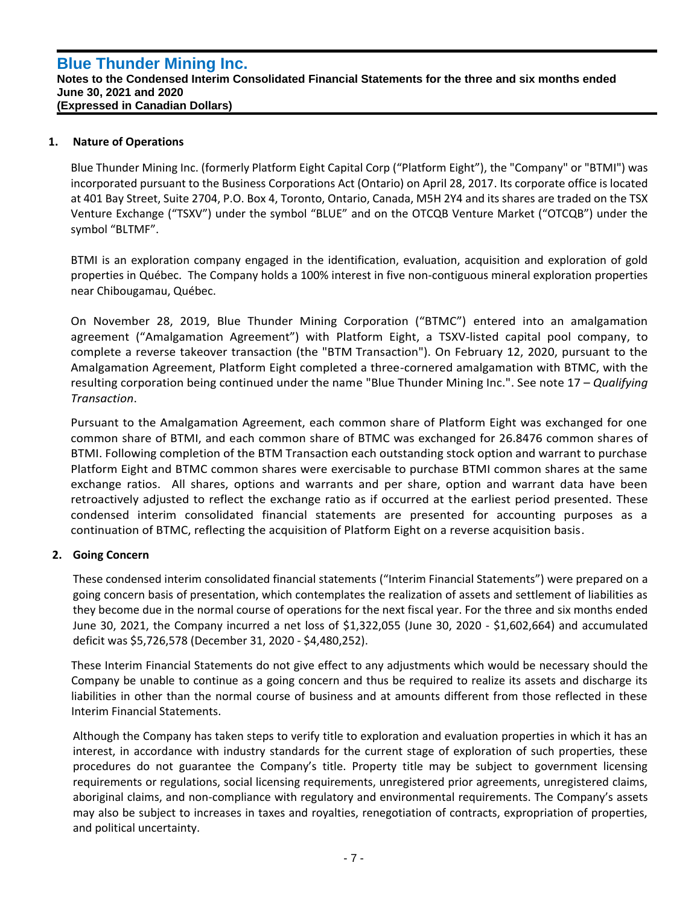## 1. Nature of Operations

Blue Thunder Mining Inc. (formerly Platform Eight Capital Corp ("Platform Eight"), the "Company" or "BTMI") was incorporated pursuant to the Business Corporations Act (Ontario) on April 28, 2017. Its corporate office is located at 401 Bay Street, Suite 2704, P.O. Box 4, Toronto, Ontario, Canada, M5H 2Y4 and its shares are traded on the TSX Venture Exchange ("TSXV") under the symbol "BLUE" and on the OTCQB Venture Market ("OTCQB") under the symbol "BLTMF".

BTMI is an exploration company engaged in the identification, evaluation, acquisition and exploration of gold properties in Québec. The Company holds a 100% interest in five non-contiguous mineral exploration properties near Chibougamau, Québec.

On November 28, 2019, Blue Thunder Mining Corporation ("BTMC") entered into an amalgamation agreement ("Amalgamation Agreement") with Platform Eight, a TSXV-listed capital pool company, to complete a reverse takeover transaction (the "BTM Transaction"). On February 12, 2020, pursuant to the Amalgamation Agreement, Platform Eight completed a three-cornered amalgamation with BTMC, with the resulting corporation being continued under the name "Blue Thunder Mining Inc.". See note 17 – *Qualifying Transaction*.

Pursuant to the Amalgamation Agreement, each common share of Platform Eight was exchanged for one common share of BTMI, and each common share of BTMC was exchanged for 26.8476 common shares of BTMI. Following completion of the BTM Transaction each outstanding stock option and warrant to purchase Platform Eight and BTMC common shares were exercisable to purchase BTMI common shares at the same exchange ratios. All shares, options and warrants and per share, option and warrant data have been retroactively adjusted to reflect the exchange ratio as if occurred at the earliest period presented. These condensed interim consolidated financial statements are presented for accounting purposes as a continuation of BTMC, reflecting the acquisition of Platform Eight on a reverse acquisition basis.

## 2. Going Concern

These condensed interim consolidated financial statements ("Interim Financial Statements") were prepared on a going concern basis of presentation, which contemplates the realization of assets and settlement of liabilities as they become due in the normal course of operations for the next fiscal year. For the three and six months ended June 30, 2021, the Company incurred a net loss of $1,322,055 (June 30, 2020 - $1,602,664) and accumulated deficit was $5,726,578 (December 31, 2020 - $4,480,252).

These Interim Financial Statements do not give effect to any adjustments which would be necessary should the Company be unable to continue as a going concern and thus be required to realize its assets and discharge its liabilities in other than the normal course of business and at amounts different from those reflected in these Interim Financial Statements.

Although the Company has taken steps to verify title to exploration and evaluation properties in which it has an interest, in accordance with industry standards for the current stage of exploration of such properties, these procedures do not guarantee the Company's title. Property title may be subject to government licensing requirements or regulations, social licensing requirements, unregistered prior agreements, unregistered claims, aboriginal claims, and non-compliance with regulatory and environmental requirements. The Company's assets may also be subject to increases in taxes and royalties, renegotiation of contracts, expropriation of properties, and political uncertainty.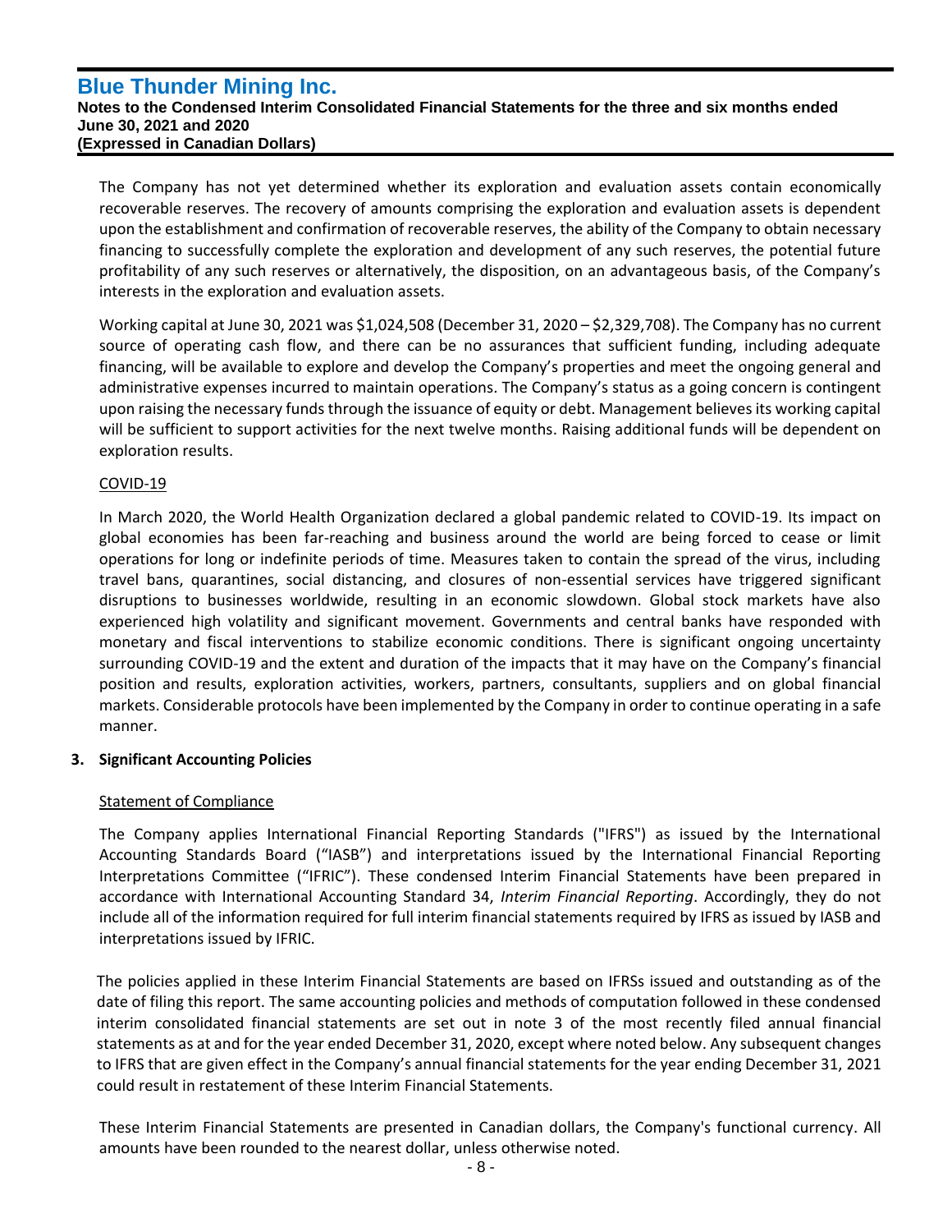The Company has not yet determined whether its exploration and evaluation assets contain economically recoverable reserves. The recovery of amounts comprising the exploration and evaluation assets is dependent upon the establishment and confirmation of recoverable reserves, the ability of the Company to obtain necessary financing to successfully complete the exploration and development of any such reserves, the potential future profitability of any such reserves or alternatively, the disposition, on an advantageous basis, of the Company's interests in the exploration and evaluation assets.

Working capital at June 30, 2021 was $1,024,508 (December 31, 2020 – $2,329,708). The Company has no current source of operating cash flow, and there can be no assurances that sufficient funding, including adequate financing, will be available to explore and develop the Company's properties and meet the ongoing general and administrative expenses incurred to maintain operations. The Company's status as a going concern is contingent upon raising the necessary funds through the issuance of equity or debt. Management believes its working capital will be sufficient to support activities for the next twelve months. Raising additional funds will be dependent on exploration results.

COVID-19

In March 2020, the World Health Organization declared a global pandemic related to COVID-19. Its impact on global economies has been far-reaching and business around the world are being forced to cease or limit operations for long or indefinite periods of time. Measures taken to contain the spread of the virus, including travel bans, quarantines, social distancing, and closures of non-essential services have triggered significant disruptions to businesses worldwide, resulting in an economic slowdown. Global stock markets have also experienced high volatility and significant movement. Governments and central banks have responded with monetary and fiscal interventions to stabilize economic conditions. There is significant ongoing uncertainty surrounding COVID-19 and the extent and duration of the impacts that it may have on the Company's financial position and results, exploration activities, workers, partners, consultants, suppliers and on global financial markets. Considerable protocols have been implemented by the Company in order to continue operating in a safe manner.

## 3. Significant Accounting Policies

Statement of Compliance

The Company applies International Financial Reporting Standards ("IFRS") as issued by the International Accounting Standards Board ("IASB") and interpretations issued by the International Financial Reporting Interpretations Committee ("IFRIC"). These condensed Interim Financial Statements have been prepared in accordance with International Accounting Standard 34, *Interim Financial Reporting*. Accordingly, they do not include all of the information required for full interim financial statements required by IFRS as issued by IASB and interpretations issued by IFRIC.

The policies applied in these Interim Financial Statements are based on IFRSs issued and outstanding as of the date of filing this report. The same accounting policies and methods of computation followed in these condensed interim consolidated financial statements are set out in note 3 of the most recently filed annual financial statements as at and for the year ended December 31, 2020, except where noted below. Any subsequent changes to IFRS that are given effect in the Company's annual financial statements for the year ending December 31, 2021 could result in restatement of these Interim Financial Statements.

These Interim Financial Statements are presented in Canadian dollars, the Company's functional currency. All amounts have been rounded to the nearest dollar, unless otherwise noted.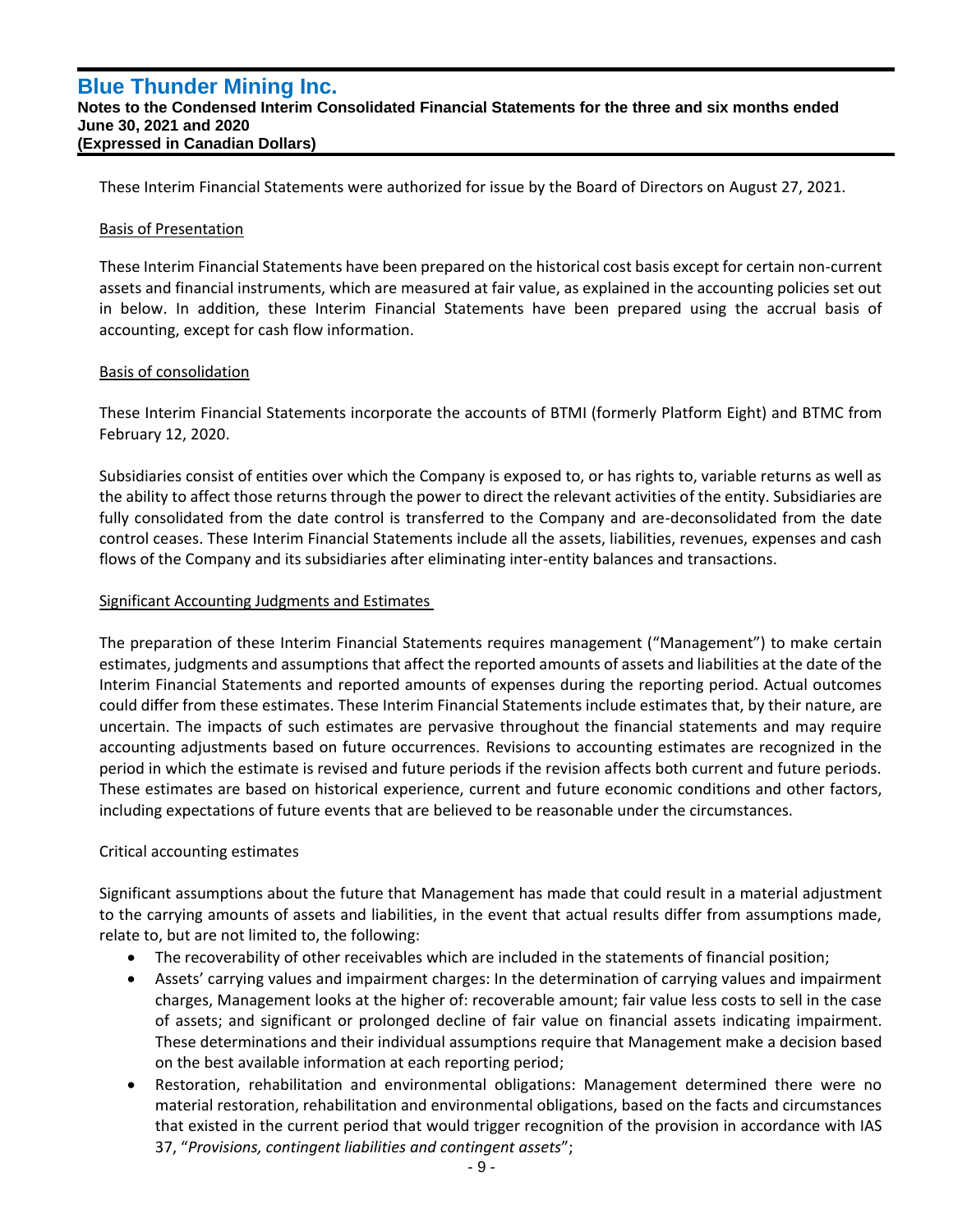These Interim Financial Statements were authorized for issue by the Board of Directors on August 27, 2021.

Basis of Presentation

These Interim Financial Statements have been prepared on the historical cost basis except for certain non-current assets and financial instruments, which are measured at fair value, as explained in the accounting policies set out in below. In addition, these Interim Financial Statements have been prepared using the accrual basis of accounting, except for cash flow information.

Basis of consolidation

These Interim Financial Statements incorporate the accounts of BTMI (formerly Platform Eight) and BTMC from February 12, 2020.

Subsidiaries consist of entities over which the Company is exposed to, or has rights to, variable returns as well as the ability to affect those returns through the power to direct the relevant activities of the entity. Subsidiaries are fully consolidated from the date control is transferred to the Company and are-deconsolidated from the date control ceases. These Interim Financial Statements include all the assets, liabilities, revenues, expenses and cash flows of the Company and its subsidiaries after eliminating inter-entity balances and transactions.

Significant Accounting Judgments and Estimates

The preparation of these Interim Financial Statements requires management ("Management") to make certain estimates, judgments and assumptions that affect the reported amounts of assets and liabilities at the date of the Interim Financial Statements and reported amounts of expenses during the reporting period. Actual outcomes could differ from these estimates. These Interim Financial Statements include estimates that, by their nature, are uncertain. The impacts of such estimates are pervasive throughout the financial statements and may require accounting adjustments based on future occurrences. Revisions to accounting estimates are recognized in the period in which the estimate is revised and future periods if the revision affects both current and future periods. These estimates are based on historical experience, current and future economic conditions and other factors, including expectations of future events that are believed to be reasonable under the circumstances.

Critical accounting estimates

Significant assumptions about the future that Management has made that could result in a material adjustment to the carrying amounts of assets and liabilities, in the event that actual results differ from assumptions made, relate to, but are not limited to, the following:

- The recoverability of other receivables which are included in the statements of financial position;
- Assets' carrying values and impairment charges: In the determination of carrying values and impairment charges, Management looks at the higher of: recoverable amount; fair value less costs to sell in the case of assets; and significant or prolonged decline of fair value on financial assets indicating impairment. These determinations and their individual assumptions require that Management make a decision based on the best available information at each reporting period;
- Restoration, rehabilitation and environmental obligations: Management determined there were no material restoration, rehabilitation and environmental obligations, based on the facts and circumstances that existed in the current period that would trigger recognition of the provision in accordance with IAS 37, "*Provisions, contingent liabilities and contingent assets*";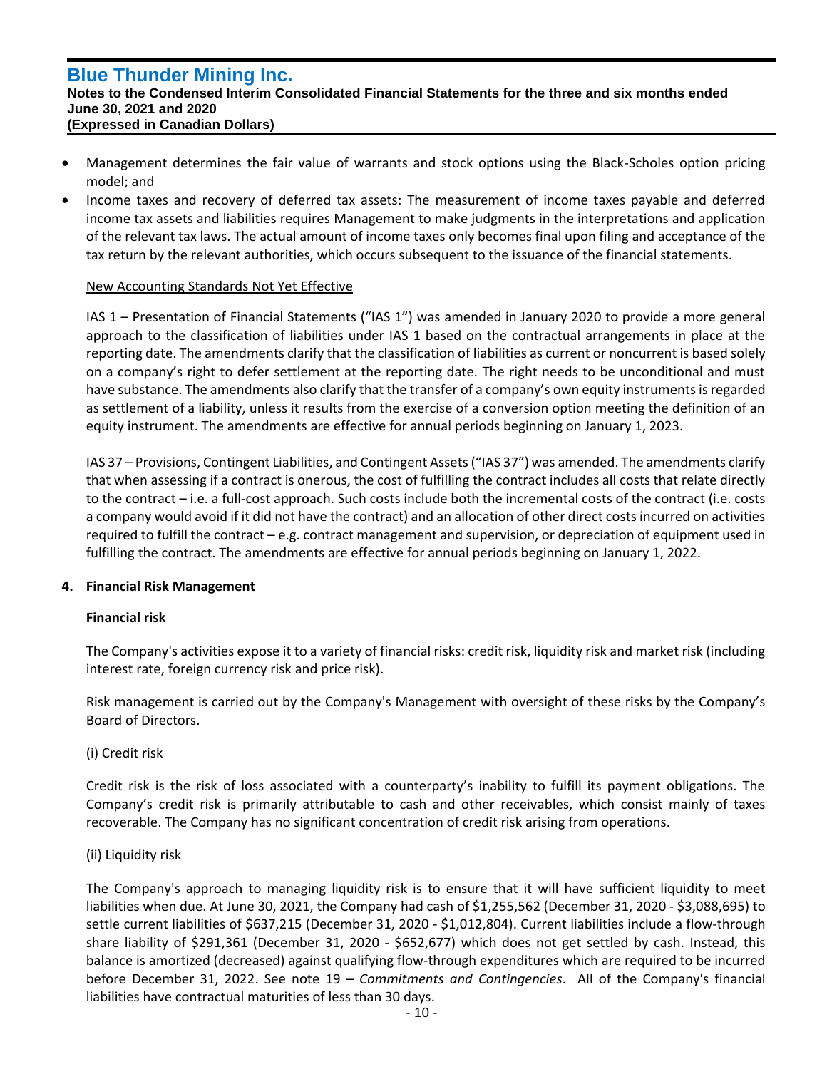- Management determines the fair value of warrants and stock options using the Black-Scholes option pricing model; and
- Income taxes and recovery of deferred tax assets: The measurement of income taxes payable and deferred income tax assets and liabilities requires Management to make judgments in the interpretations and application of the relevant tax laws. The actual amount of income taxes only becomes final upon filing and acceptance of the tax return by the relevant authorities, which occurs subsequent to the issuance of the financial statements.

New Accounting Standards Not Yet Effective

IAS 1 – Presentation of Financial Statements ("IAS 1") was amended in January 2020 to provide a more general approach to the classification of liabilities under IAS 1 based on the contractual arrangements in place at the reporting date. The amendments clarify that the classification of liabilities as current or noncurrent is based solely on a company's right to defer settlement at the reporting date. The right needs to be unconditional and must have substance. The amendments also clarify that the transfer of a company's own equity instruments is regarded as settlement of a liability, unless it results from the exercise of a conversion option meeting the definition of an equity instrument. The amendments are effective for annual periods beginning on January 1, 2023.

IAS 37 – Provisions, Contingent Liabilities, and Contingent Assets ("IAS 37") was amended. The amendments clarify that when assessing if a contract is onerous, the cost of fulfilling the contract includes all costs that relate directly to the contract – i.e. a full-cost approach. Such costs include both the incremental costs of the contract (i.e. costs a company would avoid if it did not have the contract) and an allocation of other direct costs incurred on activities required to fulfill the contract – e.g. contract management and supervision, or depreciation of equipment used in fulfilling the contract. The amendments are effective for annual periods beginning on January 1, 2022.

## 4. Financial Risk Management

### Financial risk

The Company's activities expose it to a variety of financial risks: credit risk, liquidity risk and market risk (including interest rate, foreign currency risk and price risk).

Risk management is carried out by the Company's Management with oversight of these risks by the Company's Board of Directors.

(i) Credit risk

Credit risk is the risk of loss associated with a counterparty's inability to fulfill its payment obligations. The Company's credit risk is primarily attributable to cash and other receivables, which consist mainly of taxes recoverable. The Company has no significant concentration of credit risk arising from operations.

(ii) Liquidity risk

The Company's approach to managing liquidity risk is to ensure that it will have sufficient liquidity to meet liabilities when due. At June 30, 2021, the Company had cash of $1,255,562 (December 31, 2020 - $3,088,695) to settle current liabilities of $637,215 (December 31, 2020 - $1,012,804). Current liabilities include a flow-through share liability of $291,361 (December 31, 2020 - $652,677) which does not get settled by cash. Instead, this balance is amortized (decreased) against qualifying flow-through expenditures which are required to be incurred before December 31, 2022. See note 19 – *Commitments and Contingencies*. All of the Company's financial liabilities have contractual maturities of less than 30 days.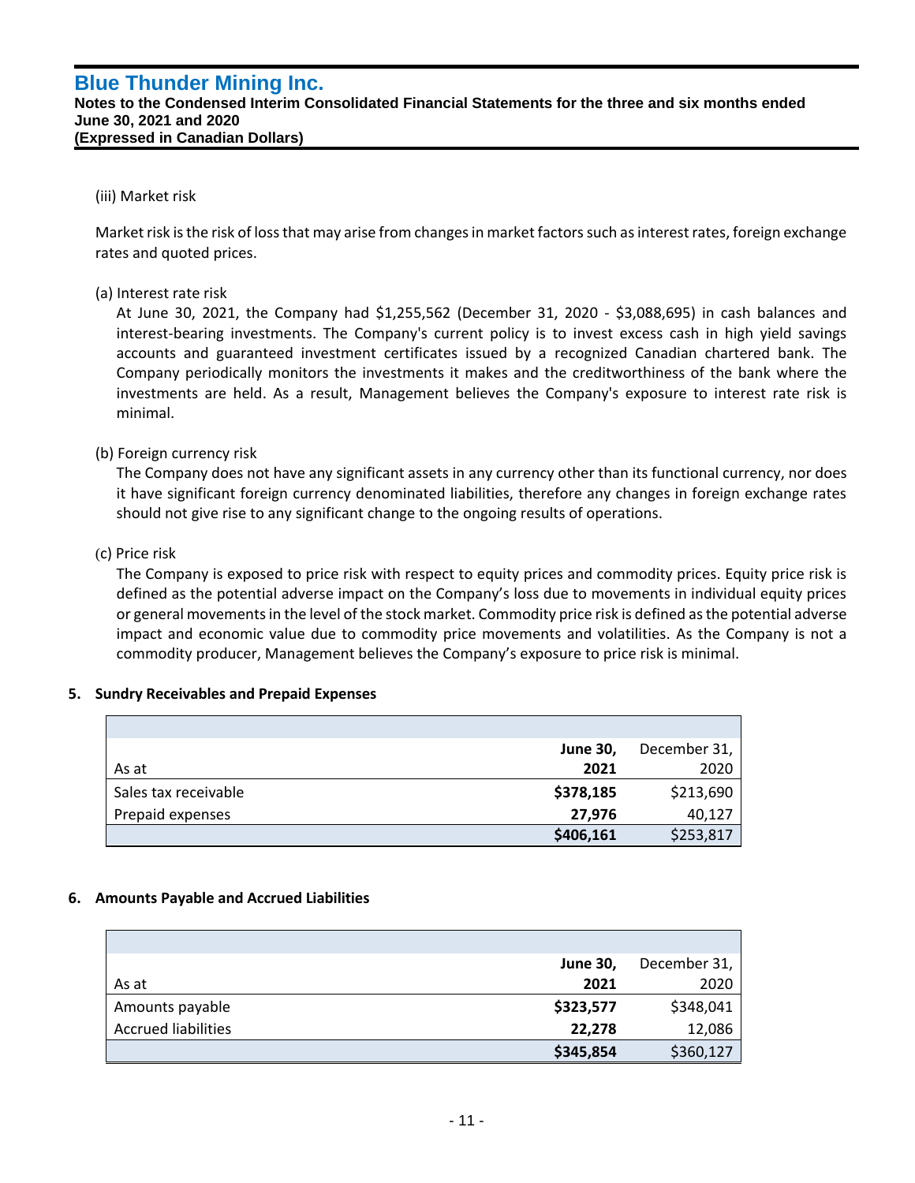(iii) Market risk

Market risk is the risk of loss that may arise from changes in market factors such as interest rates, foreign exchange rates and quoted prices.

(a) Interest rate risk

At June 30, 2021, the Company had $1,255,562 (December 31, 2020 - $3,088,695) in cash balances and interest-bearing investments. The Company's current policy is to invest excess cash in high yield savings accounts and guaranteed investment certificates issued by a recognized Canadian chartered bank. The Company periodically monitors the investments it makes and the creditworthiness of the bank where the investments are held. As a result, Management believes the Company's exposure to interest rate risk is minimal.

(b) Foreign currency risk

The Company does not have any significant assets in any currency other than its functional currency, nor does it have significant foreign currency denominated liabilities, therefore any changes in foreign exchange rates should not give rise to any significant change to the ongoing results of operations.

(c) Price risk

The Company is exposed to price risk with respect to equity prices and commodity prices. Equity price risk is defined as the potential adverse impact on the Company's loss due to movements in individual equity prices or general movements in the level of the stock market. Commodity price risk is defined as the potential adverse impact and economic value due to commodity price movements and volatilities. As the Company is not a commodity producer, Management believes the Company's exposure to price risk is minimal.

## 5. Sundry Receivables and Prepaid Expenses

| As at | **June 30, 2021** | December 31, 2020 |
|---|---|---|
| Sales tax receivable | **$378,185** | $213,690 |
| Prepaid expenses | **27,976** | 40,127 |
| | **$406,161** | $253,817 |

## 6. Amounts Payable and Accrued Liabilities

| As at | **June 30, 2021** | December 31, 2020 |
|---|---|---|
| Amounts payable | **$323,577** | $348,041 |
| Accrued liabilities | **22,278** | 12,086 |
| | **$345,854** | $360,127 |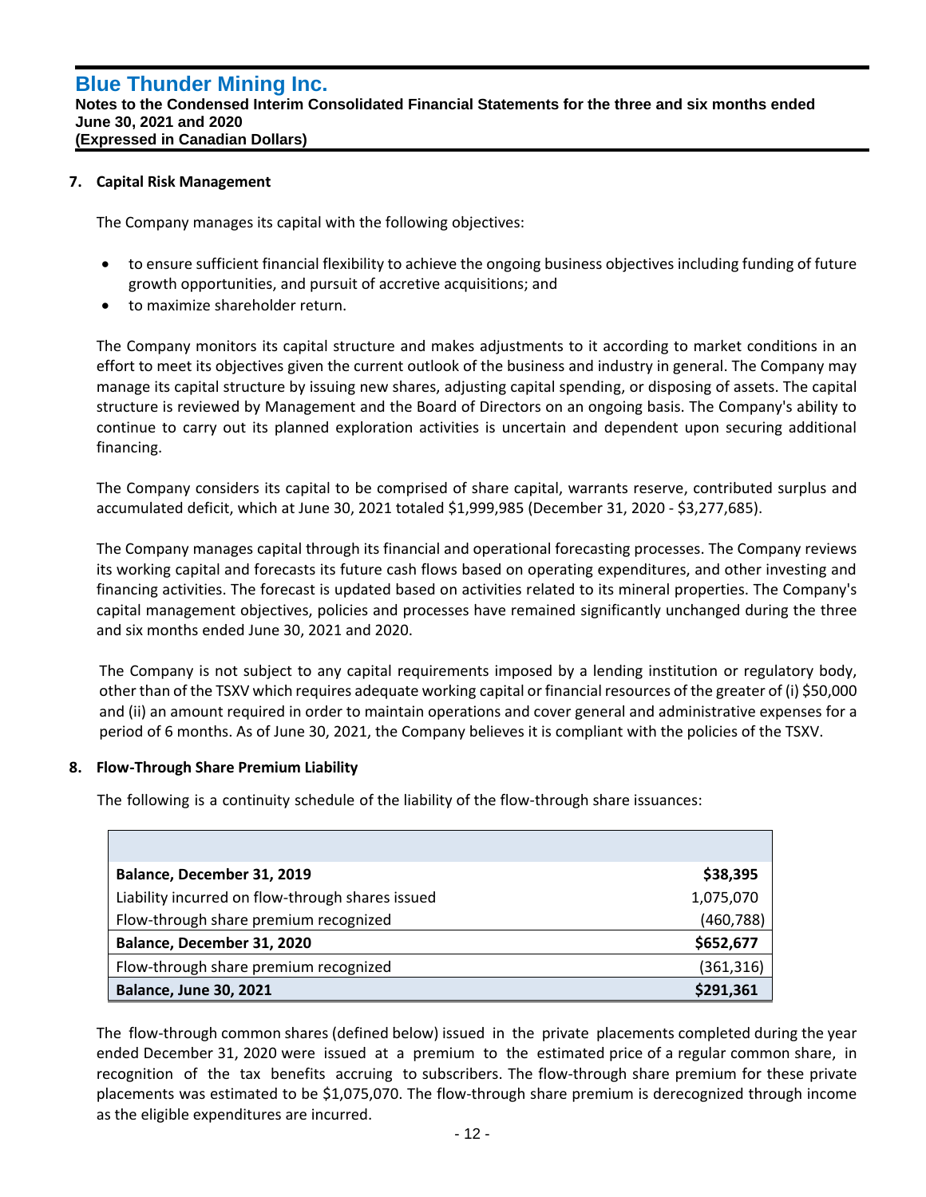## 7. Capital Risk Management

The Company manages its capital with the following objectives:

- to ensure sufficient financial flexibility to achieve the ongoing business objectives including funding of future growth opportunities, and pursuit of accretive acquisitions; and
- to maximize shareholder return.

The Company monitors its capital structure and makes adjustments to it according to market conditions in an effort to meet its objectives given the current outlook of the business and industry in general. The Company may manage its capital structure by issuing new shares, adjusting capital spending, or disposing of assets. The capital structure is reviewed by Management and the Board of Directors on an ongoing basis. The Company's ability to continue to carry out its planned exploration activities is uncertain and dependent upon securing additional financing.

The Company considers its capital to be comprised of share capital, warrants reserve, contributed surplus and accumulated deficit, which at June 30, 2021 totaled $1,999,985 (December 31, 2020 - $3,277,685).

The Company manages capital through its financial and operational forecasting processes. The Company reviews its working capital and forecasts its future cash flows based on operating expenditures, and other investing and financing activities. The forecast is updated based on activities related to its mineral properties. The Company's capital management objectives, policies and processes have remained significantly unchanged during the three and six months ended June 30, 2021 and 2020.

The Company is not subject to any capital requirements imposed by a lending institution or regulatory body, other than of the TSXV which requires adequate working capital or financial resources of the greater of (i) $50,000 and (ii) an amount required in order to maintain operations and cover general and administrative expenses for a period of 6 months. As of June 30, 2021, the Company believes it is compliant with the policies of the TSXV.

## 8. Flow-Through Share Premium Liability

The following is a continuity schedule of the liability of the flow-through share issuances:

| | |
|---|---|
| **Balance, December 31, 2019** | **$38,395** |
| Liability incurred on flow-through shares issued | 1,075,070 |
| Flow-through share premium recognized | (460,788) |
| **Balance, December 31, 2020** | **$652,677** |
| Flow-through share premium recognized | (361,316) |
| **Balance, June 30, 2021** | **$291,361** |

The flow-through common shares (defined below) issued in the private placements completed during the year ended December 31, 2020 were issued at a premium to the estimated price of a regular common share, in recognition of the tax benefits accruing to subscribers. The flow-through share premium for these private placements was estimated to be $1,075,070. The flow-through share premium is derecognized through income as the eligible expenditures are incurred.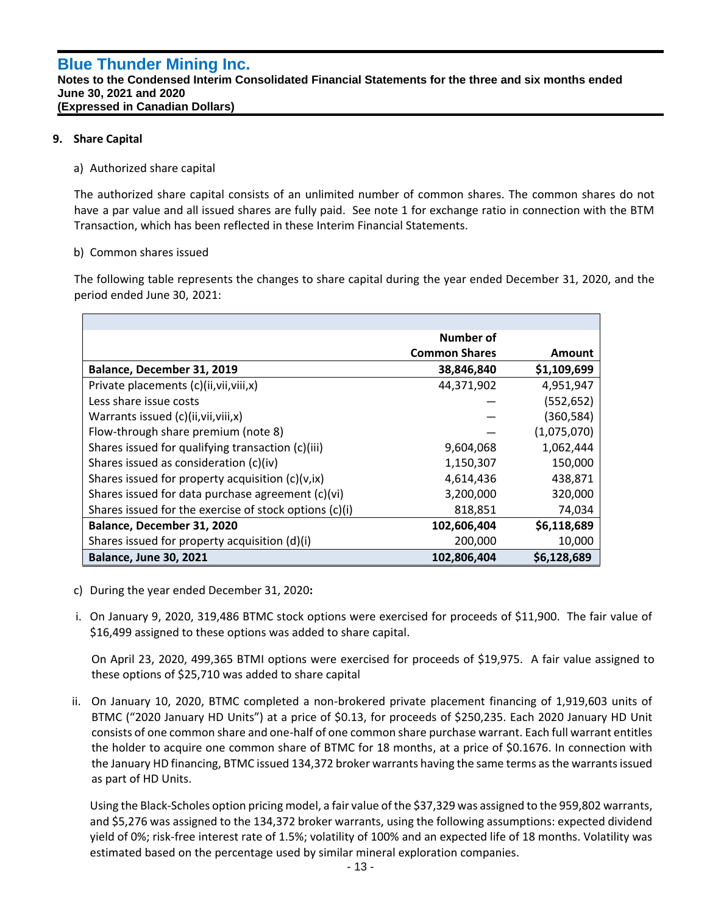## 9. Share Capital

a) Authorized share capital

The authorized share capital consists of an unlimited number of common shares. The common shares do not have a par value and all issued shares are fully paid. See note 1 for exchange ratio in connection with the BTM Transaction, which has been reflected in these Interim Financial Statements.

b) Common shares issued

The following table represents the changes to share capital during the year ended December 31, 2020, and the period ended June 30, 2021:

| | Number of Common Shares | Amount |
|---|---|---|
| **Balance, December 31, 2019** | **38,846,840** | **$1,109,699** |
| Private placements (c)(ii,vii,viii,x) | 44,371,902 | 4,951,947 |
| Less share issue costs | — | (552,652) |
| Warrants issued (c)(ii,vii,viii,x) | — | (360,584) |
| Flow-through share premium (note 8) | — | (1,075,070) |
| Shares issued for qualifying transaction (c)(iii) | 9,604,068 | 1,062,444 |
| Shares issued as consideration (c)(iv) | 1,150,307 | 150,000 |
| Shares issued for property acquisition (c)(v,ix) | 4,614,436 | 438,871 |
| Shares issued for data purchase agreement (c)(vi) | 3,200,000 | 320,000 |
| Shares issued for the exercise of stock options (c)(i) | 818,851 | 74,034 |
| **Balance, December 31, 2020** | **102,606,404** | **$6,118,689** |
| Shares issued for property acquisition (d)(i) | 200,000 | 10,000 |
| **Balance, June 30, 2021** | **102,806,404** | **$6,128,689** |

c) During the year ended December 31, 2020**:**

i. On January 9, 2020, 319,486 BTMC stock options were exercised for proceeds of $11,900. The fair value of $16,499 assigned to these options was added to share capital.

On April 23, 2020, 499,365 BTMI options were exercised for proceeds of $19,975. A fair value assigned to these options of $25,710 was added to share capital

ii. On January 10, 2020, BTMC completed a non-brokered private placement financing of 1,919,603 units of BTMC ("2020 January HD Units") at a price of $0.13, for proceeds of $250,235. Each 2020 January HD Unit consists of one common share and one-half of one common share purchase warrant. Each full warrant entitles the holder to acquire one common share of BTMC for 18 months, at a price of $0.1676. In connection with the January HD financing, BTMC issued 134,372 broker warrants having the same terms as the warrants issued as part of HD Units.

Using the Black-Scholes option pricing model, a fair value of the $37,329 was assigned to the 959,802 warrants, and $5,276 was assigned to the 134,372 broker warrants, using the following assumptions: expected dividend yield of 0%; risk-free interest rate of 1.5%; volatility of 100% and an expected life of 18 months. Volatility was estimated based on the percentage used by similar mineral exploration companies.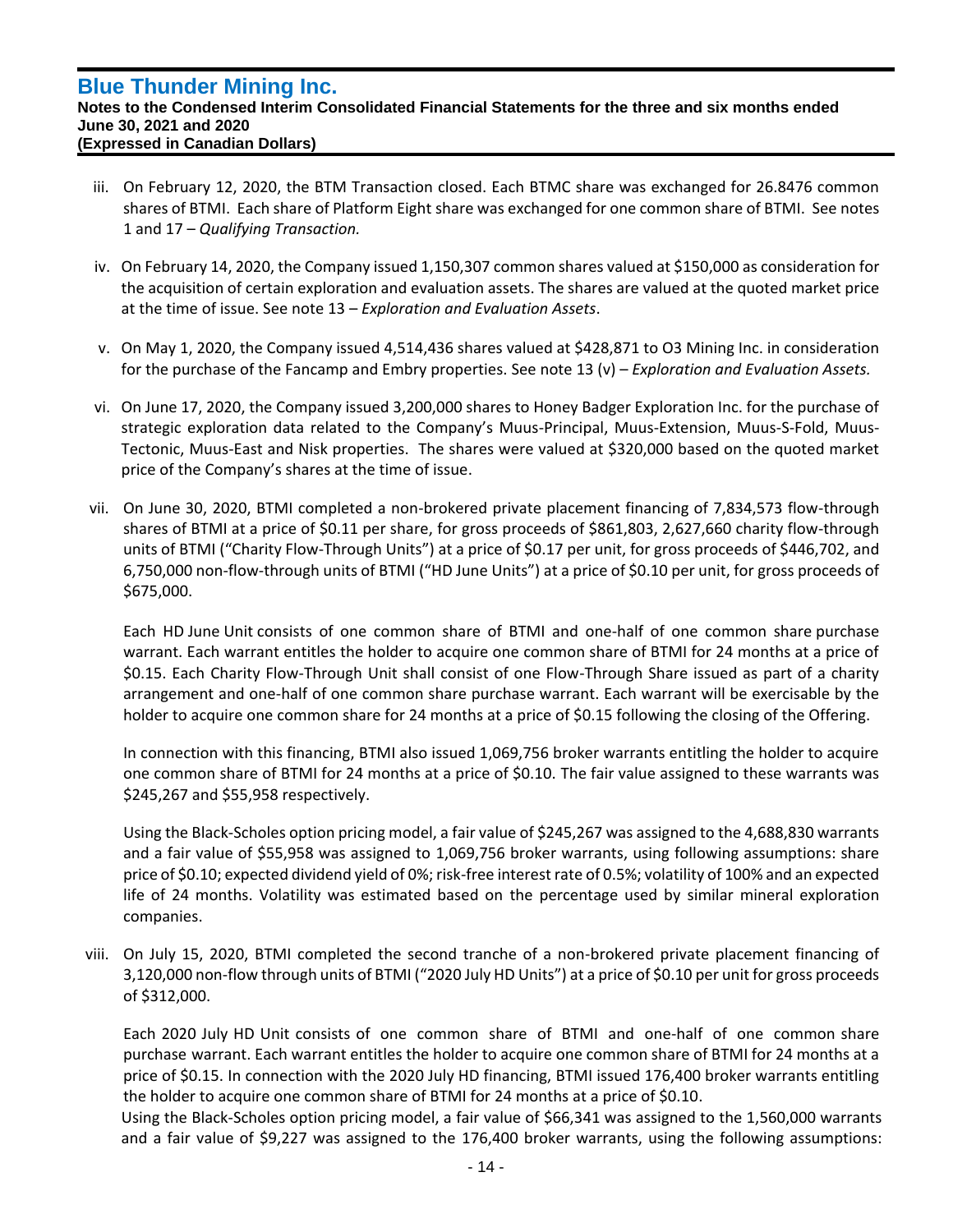iii. On February 12, 2020, the BTM Transaction closed. Each BTMC share was exchanged for 26.8476 common shares of BTMI. Each share of Platform Eight share was exchanged for one common share of BTMI. See notes 1 and 17 – *Qualifying Transaction.*

iv. On February 14, 2020, the Company issued 1,150,307 common shares valued at $150,000 as consideration for the acquisition of certain exploration and evaluation assets. The shares are valued at the quoted market price at the time of issue. See note 13 – *Exploration and Evaluation Assets*.

v. On May 1, 2020, the Company issued 4,514,436 shares valued at $428,871 to O3 Mining Inc. in consideration for the purchase of the Fancamp and Embry properties. See note 13 (v) – *Exploration and Evaluation Assets.*

vi. On June 17, 2020, the Company issued 3,200,000 shares to Honey Badger Exploration Inc. for the purchase of strategic exploration data related to the Company's Muus-Principal, Muus-Extension, Muus-S-Fold, Muus-Tectonic, Muus-East and Nisk properties. The shares were valued at $320,000 based on the quoted market price of the Company's shares at the time of issue.

vii. On June 30, 2020, BTMI completed a non-brokered private placement financing of 7,834,573 flow-through shares of BTMI at a price of $0.11 per share, for gross proceeds of $861,803, 2,627,660 charity flow-through units of BTMI ("Charity Flow-Through Units") at a price of $0.17 per unit, for gross proceeds of $446,702, and 6,750,000 non-flow-through units of BTMI ("HD June Units") at a price of $0.10 per unit, for gross proceeds of $675,000.

Each HD June Unit consists of one common share of BTMI and one-half of one common share purchase warrant. Each warrant entitles the holder to acquire one common share of BTMI for 24 months at a price of $0.15. Each Charity Flow-Through Unit shall consist of one Flow-Through Share issued as part of a charity arrangement and one-half of one common share purchase warrant. Each warrant will be exercisable by the holder to acquire one common share for 24 months at a price of $0.15 following the closing of the Offering.

In connection with this financing, BTMI also issued 1,069,756 broker warrants entitling the holder to acquire one common share of BTMI for 24 months at a price of $0.10. The fair value assigned to these warrants was $245,267 and $55,958 respectively.

Using the Black-Scholes option pricing model, a fair value of $245,267 was assigned to the 4,688,830 warrants and a fair value of $55,958 was assigned to 1,069,756 broker warrants, using following assumptions: share price of $0.10; expected dividend yield of 0%; risk-free interest rate of 0.5%; volatility of 100% and an expected life of 24 months. Volatility was estimated based on the percentage used by similar mineral exploration companies.

viii. On July 15, 2020, BTMI completed the second tranche of a non-brokered private placement financing of 3,120,000 non-flow through units of BTMI ("2020 July HD Units") at a price of $0.10 per unit for gross proceeds of $312,000.

Each 2020 July HD Unit consists of one common share of BTMI and one-half of one common share purchase warrant. Each warrant entitles the holder to acquire one common share of BTMI for 24 months at a price of $0.15. In connection with the 2020 July HD financing, BTMI issued 176,400 broker warrants entitling the holder to acquire one common share of BTMI for 24 months at a price of $0.10.

Using the Black-Scholes option pricing model, a fair value of $66,341 was assigned to the 1,560,000 warrants and a fair value of $9,227 was assigned to the 176,400 broker warrants, using the following assumptions: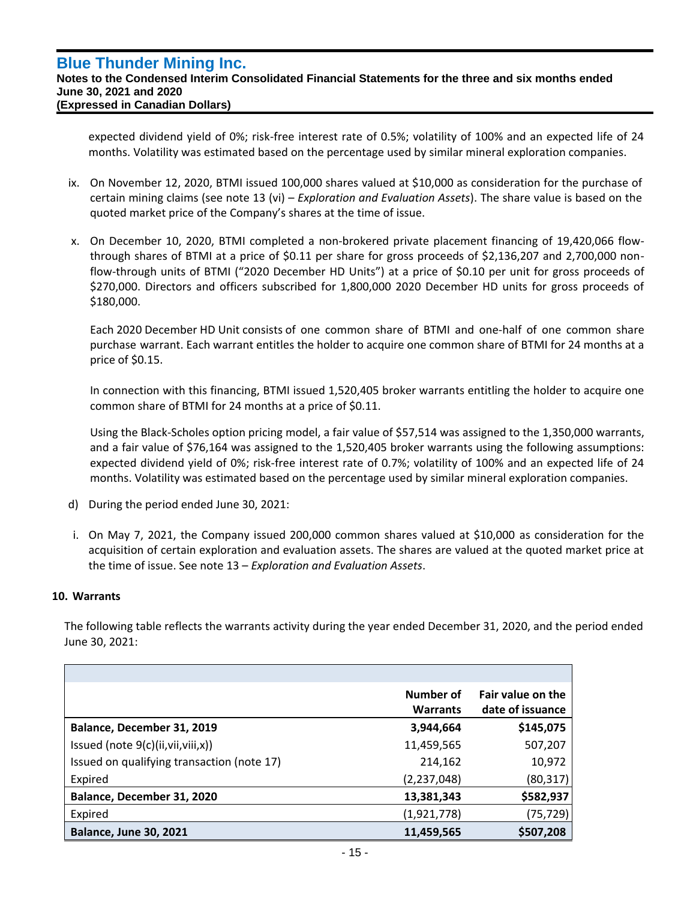expected dividend yield of 0%; risk-free interest rate of 0.5%; volatility of 100% and an expected life of 24 months. Volatility was estimated based on the percentage used by similar mineral exploration companies.

ix. On November 12, 2020, BTMI issued 100,000 shares valued at $10,000 as consideration for the purchase of certain mining claims (see note 13 (vi) – *Exploration and Evaluation Assets*). The share value is based on the quoted market price of the Company's shares at the time of issue.

x. On December 10, 2020, BTMI completed a non-brokered private placement financing of 19,420,066 flow-through shares of BTMI at a price of $0.11 per share for gross proceeds of $2,136,207 and 2,700,000 non-flow-through units of BTMI ("2020 December HD Units") at a price of $0.10 per unit for gross proceeds of $270,000. Directors and officers subscribed for 1,800,000 2020 December HD units for gross proceeds of $180,000.

Each 2020 December HD Unit consists of one common share of BTMI and one-half of one common share purchase warrant. Each warrant entitles the holder to acquire one common share of BTMI for 24 months at a price of $0.15.

In connection with this financing, BTMI issued 1,520,405 broker warrants entitling the holder to acquire one common share of BTMI for 24 months at a price of $0.11.

Using the Black-Scholes option pricing model, a fair value of $57,514 was assigned to the 1,350,000 warrants, and a fair value of $76,164 was assigned to the 1,520,405 broker warrants using the following assumptions: expected dividend yield of 0%; risk-free interest rate of 0.7%; volatility of 100% and an expected life of 24 months. Volatility was estimated based on the percentage used by similar mineral exploration companies.

d) During the period ended June 30, 2021:

i. On May 7, 2021, the Company issued 200,000 common shares valued at $10,000 as consideration for the acquisition of certain exploration and evaluation assets. The shares are valued at the quoted market price at the time of issue. See note 13 – *Exploration and Evaluation Assets*.

## 10. Warrants

The following table reflects the warrants activity during the year ended December 31, 2020, and the period ended June 30, 2021:

| | Number of Warrants | Fair value on the date of issuance |
|---|---|---|
| **Balance, December 31, 2019** | **3,944,664** | **$145,075** |
| Issued (note 9(c)(ii,vii,viii,x)) | 11,459,565 | 507,207 |
| Issued on qualifying transaction (note 17) | 214,162 | 10,972 |
| Expired | (2,237,048) | (80,317) |
| **Balance, December 31, 2020** | **13,381,343** | **$582,937** |
| Expired | (1,921,778) | (75,729) |
| **Balance, June 30, 2021** | **11,459,565** | **$507,208** |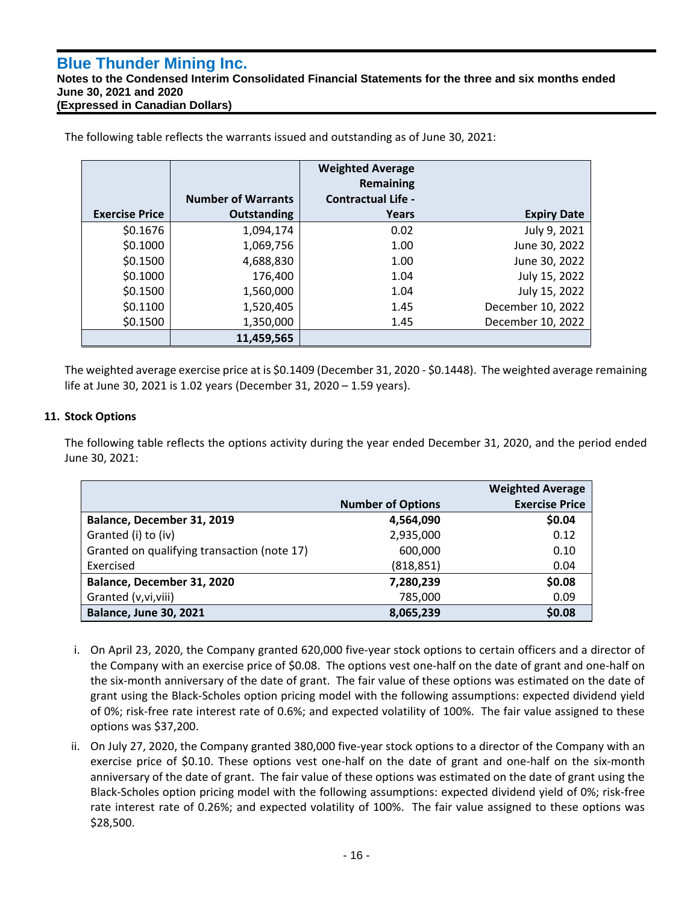The following table reflects the warrants issued and outstanding as of June 30, 2021:

| Exercise Price | Number of Warrants Outstanding | Weighted Average Remaining Contractual Life - Years | Expiry Date |
|---|---|---|---|
| $0.1676 | 1,094,174 | 0.02 | July 9, 2021 |
| $0.1000 | 1,069,756 | 1.00 | June 30, 2022 |
| $0.1500 | 4,688,830 | 1.00 | June 30, 2022 |
| $0.1000 | 176,400 | 1.04 | July 15, 2022 |
| $0.1500 | 1,560,000 | 1.04 | July 15, 2022 |
| $0.1100 | 1,520,405 | 1.45 | December 10, 2022 |
| $0.1500 | 1,350,000 | 1.45 | December 10, 2022 |
| | **11,459,565** | | |

The weighted average exercise price at is $0.1409 (December 31, 2020 - $0.1448). The weighted average remaining life at June 30, 2021 is 1.02 years (December 31, 2020 – 1.59 years).

## 11. Stock Options

The following table reflects the options activity during the year ended December 31, 2020, and the period ended June 30, 2021:

| | Number of Options | Weighted Average Exercise Price |
|---|---|---|
| **Balance, December 31, 2019** | **4,564,090** | **$0.04** |
| Granted (i) to (iv) | 2,935,000 | 0.12 |
| Granted on qualifying transaction (note 17) | 600,000 | 0.10 |
| Exercised | (818,851) | 0.04 |
| **Balance, December 31, 2020** | **7,280,239** | **$0.08** |
| Granted (v,vi,viii) | 785,000 | 0.09 |
| **Balance, June 30, 2021** | **8,065,239** | **$0.08** |

i. On April 23, 2020, the Company granted 620,000 five-year stock options to certain officers and a director of the Company with an exercise price of $0.08. The options vest one-half on the date of grant and one-half on the six-month anniversary of the date of grant. The fair value of these options was estimated on the date of grant using the Black-Scholes option pricing model with the following assumptions: expected dividend yield of 0%; risk-free rate interest rate of 0.6%; and expected volatility of 100%. The fair value assigned to these options was $37,200.

ii. On July 27, 2020, the Company granted 380,000 five-year stock options to a director of the Company with an exercise price of $0.10. These options vest one-half on the date of grant and one-half on the six-month anniversary of the date of grant. The fair value of these options was estimated on the date of grant using the Black-Scholes option pricing model with the following assumptions: expected dividend yield of 0%; risk-free rate interest rate of 0.26%; and expected volatility of 100%. The fair value assigned to these options was $28,500.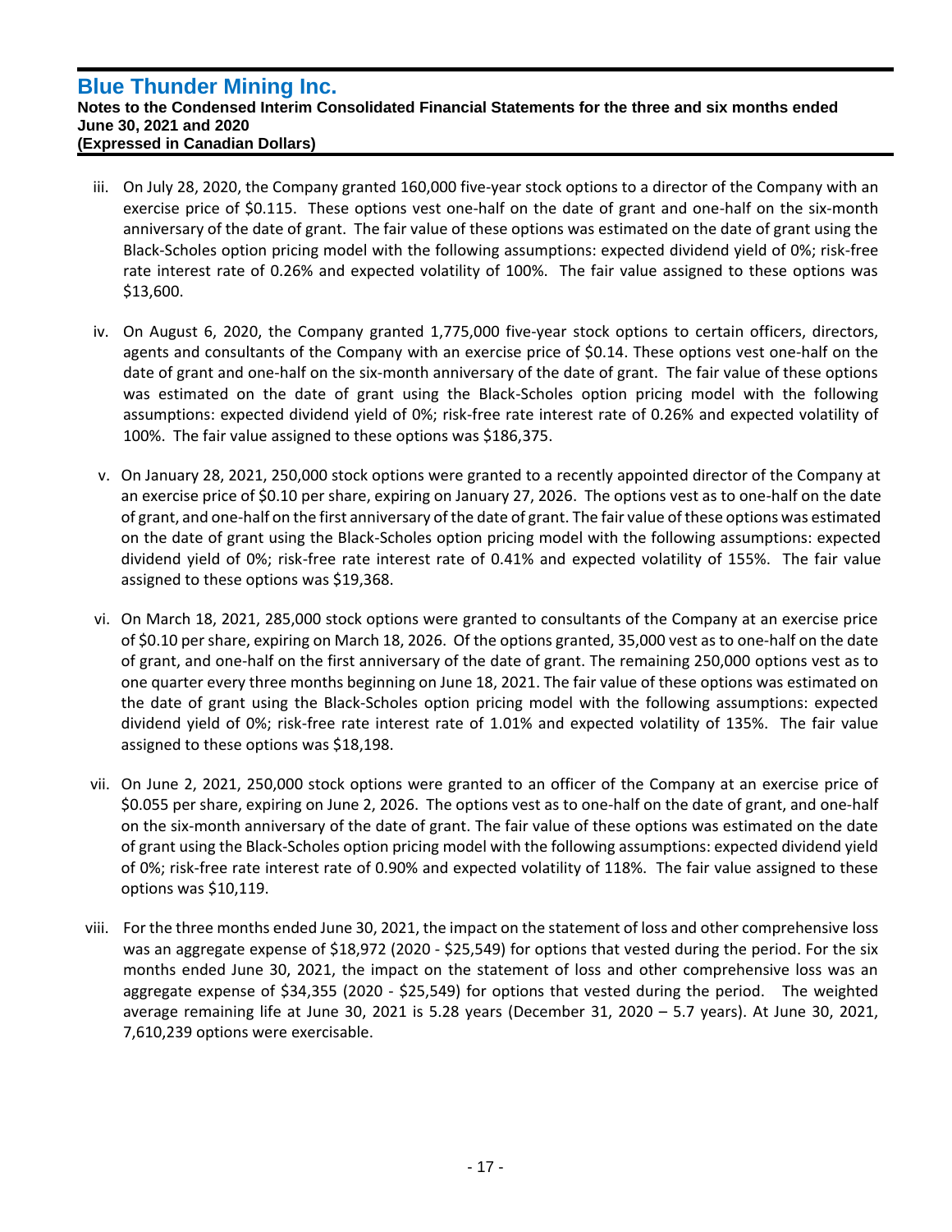iii. On July 28, 2020, the Company granted 160,000 five-year stock options to a director of the Company with an exercise price of $0.115. These options vest one-half on the date of grant and one-half on the six-month anniversary of the date of grant. The fair value of these options was estimated on the date of grant using the Black-Scholes option pricing model with the following assumptions: expected dividend yield of 0%; risk-free rate interest rate of 0.26% and expected volatility of 100%. The fair value assigned to these options was $13,600.

iv. On August 6, 2020, the Company granted 1,775,000 five-year stock options to certain officers, directors, agents and consultants of the Company with an exercise price of $0.14. These options vest one-half on the date of grant and one-half on the six-month anniversary of the date of grant. The fair value of these options was estimated on the date of grant using the Black-Scholes option pricing model with the following assumptions: expected dividend yield of 0%; risk-free rate interest rate of 0.26% and expected volatility of 100%. The fair value assigned to these options was $186,375.

v. On January 28, 2021, 250,000 stock options were granted to a recently appointed director of the Company at an exercise price of $0.10 per share, expiring on January 27, 2026. The options vest as to one-half on the date of grant, and one-half on the first anniversary of the date of grant. The fair value of these options was estimated on the date of grant using the Black-Scholes option pricing model with the following assumptions: expected dividend yield of 0%; risk-free rate interest rate of 0.41% and expected volatility of 155%. The fair value assigned to these options was $19,368.

vi. On March 18, 2021, 285,000 stock options were granted to consultants of the Company at an exercise price of $0.10 per share, expiring on March 18, 2026. Of the options granted, 35,000 vest as to one-half on the date of grant, and one-half on the first anniversary of the date of grant. The remaining 250,000 options vest as to one quarter every three months beginning on June 18, 2021. The fair value of these options was estimated on the date of grant using the Black-Scholes option pricing model with the following assumptions: expected dividend yield of 0%; risk-free rate interest rate of 1.01% and expected volatility of 135%. The fair value assigned to these options was $18,198.

vii. On June 2, 2021, 250,000 stock options were granted to an officer of the Company at an exercise price of $0.055 per share, expiring on June 2, 2026. The options vest as to one-half on the date of grant, and one-half on the six-month anniversary of the date of grant. The fair value of these options was estimated on the date of grant using the Black-Scholes option pricing model with the following assumptions: expected dividend yield of 0%; risk-free rate interest rate of 0.90% and expected volatility of 118%. The fair value assigned to these options was $10,119.

viii. For the three months ended June 30, 2021, the impact on the statement of loss and other comprehensive loss was an aggregate expense of $18,972 (2020 - $25,549) for options that vested during the period. For the six months ended June 30, 2021, the impact on the statement of loss and other comprehensive loss was an aggregate expense of $34,355 (2020 - $25,549) for options that vested during the period. The weighted average remaining life at June 30, 2021 is 5.28 years (December 31, 2020 – 5.7 years). At June 30, 2021, 7,610,239 options were exercisable.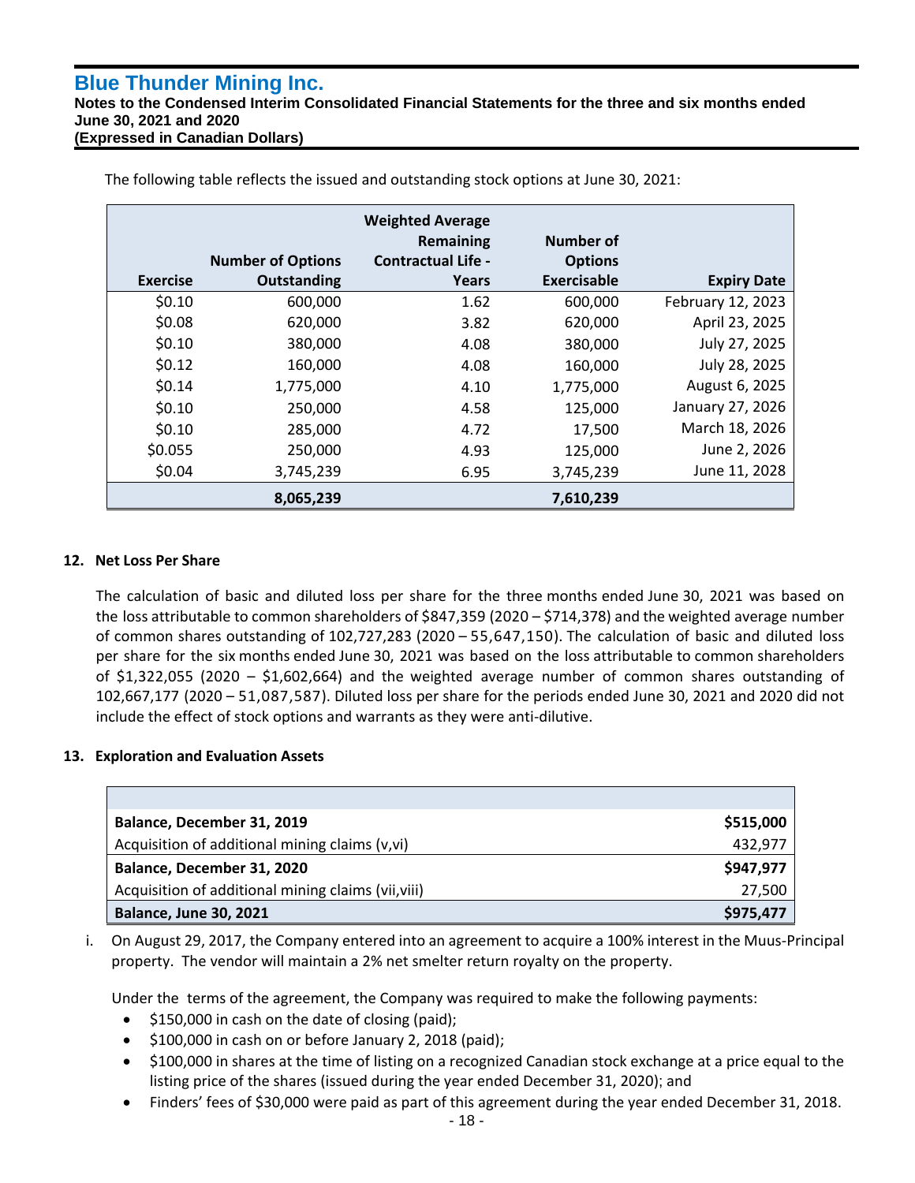The following table reflects the issued and outstanding stock options at June 30, 2021:

| Exercise | Number of Options Outstanding | Weighted Average Remaining Contractual Life - Years | Number of Options Exercisable | Expiry Date |
|---|---|---|---|---|
| $0.10 | 600,000 | 1.62 | 600,000 | February 12, 2023 |
| $0.08 | 620,000 | 3.82 | 620,000 | April 23, 2025 |
| $0.10 | 380,000 | 4.08 | 380,000 | July 27, 2025 |
| $0.12 | 160,000 | 4.08 | 160,000 | July 28, 2025 |
| $0.14 | 1,775,000 | 4.10 | 1,775,000 | August 6, 2025 |
| $0.10 | 250,000 | 4.58 | 125,000 | January 27, 2026 |
| $0.10 | 285,000 | 4.72 | 17,500 | March 18, 2026 |
| $0.055 | 250,000 | 4.93 | 125,000 | June 2, 2026 |
| $0.04 | 3,745,239 | 6.95 | 3,745,239 | June 11, 2028 |
| | **8,065,239** | | **7,610,239** | |

## 12. Net Loss Per Share

The calculation of basic and diluted loss per share for the three months ended June 30, 2021 was based on the loss attributable to common shareholders of $847,359 (2020 – $714,378) and the weighted average number of common shares outstanding of 102,727,283 (2020 – 55,647,150). The calculation of basic and diluted loss per share for the six months ended June 30, 2021 was based on the loss attributable to common shareholders of $1,322,055 (2020 – $1,602,664) and the weighted average number of common shares outstanding of 102,667,177 (2020 – 51,087,587). Diluted loss per share for the periods ended June 30, 2021 and 2020 did not include the effect of stock options and warrants as they were anti-dilutive.

## 13. Exploration and Evaluation Assets

| | |
|---|---|
| **Balance, December 31, 2019** | **$515,000** |
| Acquisition of additional mining claims (v,vi) | 432,977 |
| **Balance, December 31, 2020** | **$947,977** |
| Acquisition of additional mining claims (vii,viii) | 27,500 |
| **Balance, June 30, 2021** | **$975,477** |

i. On August 29, 2017, the Company entered into an agreement to acquire a 100% interest in the Muus-Principal property. The vendor will maintain a 2% net smelter return royalty on the property.

   Under the terms of the agreement, the Company was required to make the following payments:

   - $150,000 in cash on the date of closing (paid);
   - $100,000 in cash on or before January 2, 2018 (paid);
   - $100,000 in shares at the time of listing on a recognized Canadian stock exchange at a price equal to the listing price of the shares (issued during the year ended December 31, 2020); and
   - Finders' fees of $30,000 were paid as part of this agreement during the year ended December 31, 2018.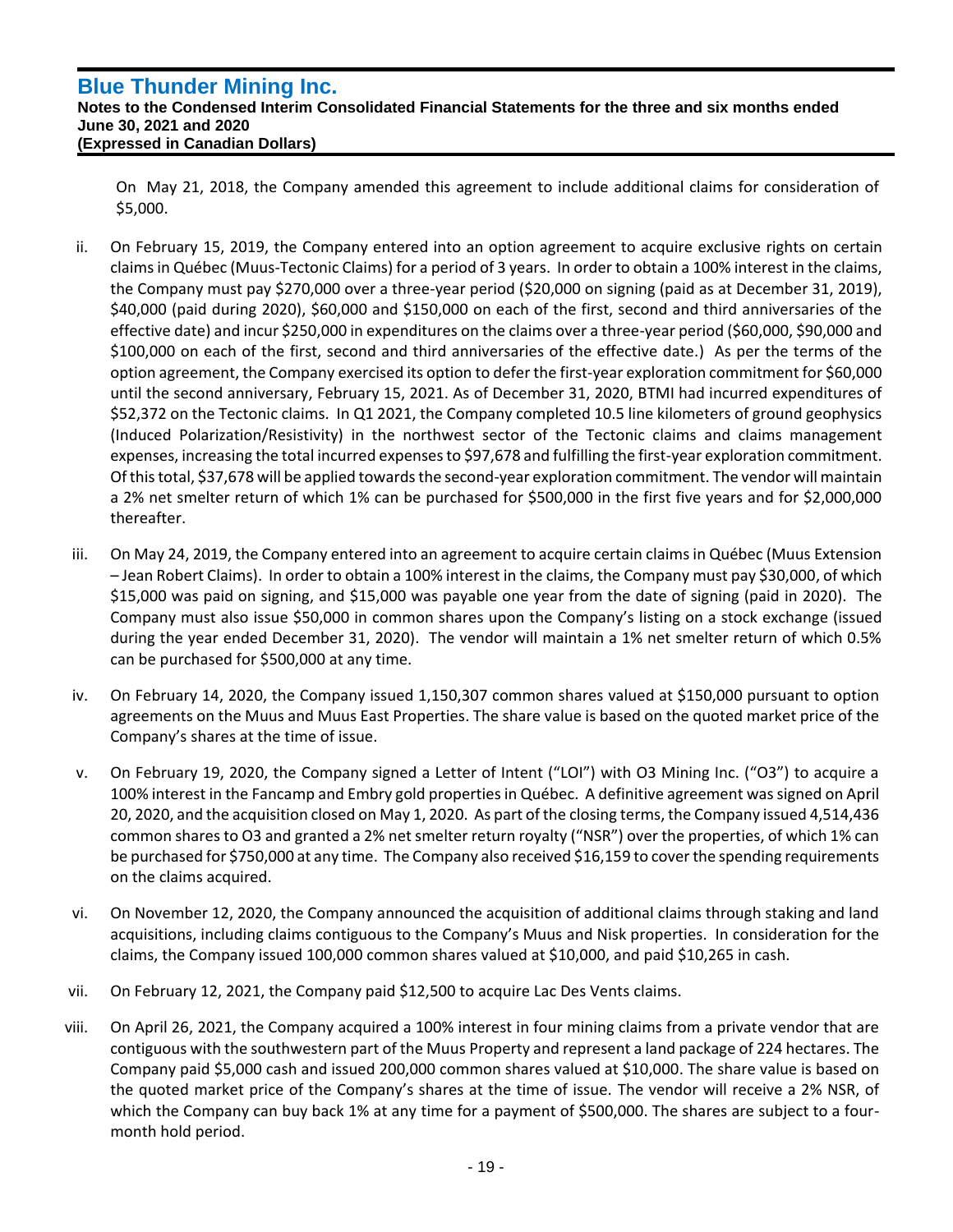On May 21, 2018, the Company amended this agreement to include additional claims for consideration of $5,000.

ii. On February 15, 2019, the Company entered into an option agreement to acquire exclusive rights on certain claims in Québec (Muus-Tectonic Claims) for a period of 3 years. In order to obtain a 100% interest in the claims, the Company must pay $270,000 over a three-year period ($20,000 on signing (paid as at December 31, 2019), $40,000 (paid during 2020), $60,000 and $150,000 on each of the first, second and third anniversaries of the effective date) and incur $250,000 in expenditures on the claims over a three-year period ($60,000, $90,000 and $100,000 on each of the first, second and third anniversaries of the effective date.) As per the terms of the option agreement, the Company exercised its option to defer the first-year exploration commitment for $60,000 until the second anniversary, February 15, 2021. As of December 31, 2020, BTMI had incurred expenditures of $52,372 on the Tectonic claims. In Q1 2021, the Company completed 10.5 line kilometers of ground geophysics (Induced Polarization/Resistivity) in the northwest sector of the Tectonic claims and claims management expenses, increasing the total incurred expenses to $97,678 and fulfilling the first-year exploration commitment. Of this total, $37,678 will be applied towards the second-year exploration commitment. The vendor will maintain a 2% net smelter return of which 1% can be purchased for $500,000 in the first five years and for $2,000,000 thereafter.

iii. On May 24, 2019, the Company entered into an agreement to acquire certain claims in Québec (Muus Extension – Jean Robert Claims). In order to obtain a 100% interest in the claims, the Company must pay $30,000, of which $15,000 was paid on signing, and $15,000 was payable one year from the date of signing (paid in 2020). The Company must also issue $50,000 in common shares upon the Company's listing on a stock exchange (issued during the year ended December 31, 2020). The vendor will maintain a 1% net smelter return of which 0.5% can be purchased for $500,000 at any time.

iv. On February 14, 2020, the Company issued 1,150,307 common shares valued at $150,000 pursuant to option agreements on the Muus and Muus East Properties. The share value is based on the quoted market price of the Company's shares at the time of issue.

v. On February 19, 2020, the Company signed a Letter of Intent ("LOI") with O3 Mining Inc. ("O3") to acquire a 100% interest in the Fancamp and Embry gold properties in Québec. A definitive agreement was signed on April 20, 2020, and the acquisition closed on May 1, 2020. As part of the closing terms, the Company issued 4,514,436 common shares to O3 and granted a 2% net smelter return royalty ("NSR") over the properties, of which 1% can be purchased for $750,000 at any time. The Company also received $16,159 to cover the spending requirements on the claims acquired.

vi. On November 12, 2020, the Company announced the acquisition of additional claims through staking and land acquisitions, including claims contiguous to the Company's Muus and Nisk properties. In consideration for the claims, the Company issued 100,000 common shares valued at $10,000, and paid $10,265 in cash.

vii. On February 12, 2021, the Company paid $12,500 to acquire Lac Des Vents claims.

viii. On April 26, 2021, the Company acquired a 100% interest in four mining claims from a private vendor that are contiguous with the southwestern part of the Muus Property and represent a land package of 224 hectares. The Company paid $5,000 cash and issued 200,000 common shares valued at $10,000. The share value is based on the quoted market price of the Company's shares at the time of issue. The vendor will receive a 2% NSR, of which the Company can buy back 1% at any time for a payment of $500,000. The shares are subject to a four-month hold period.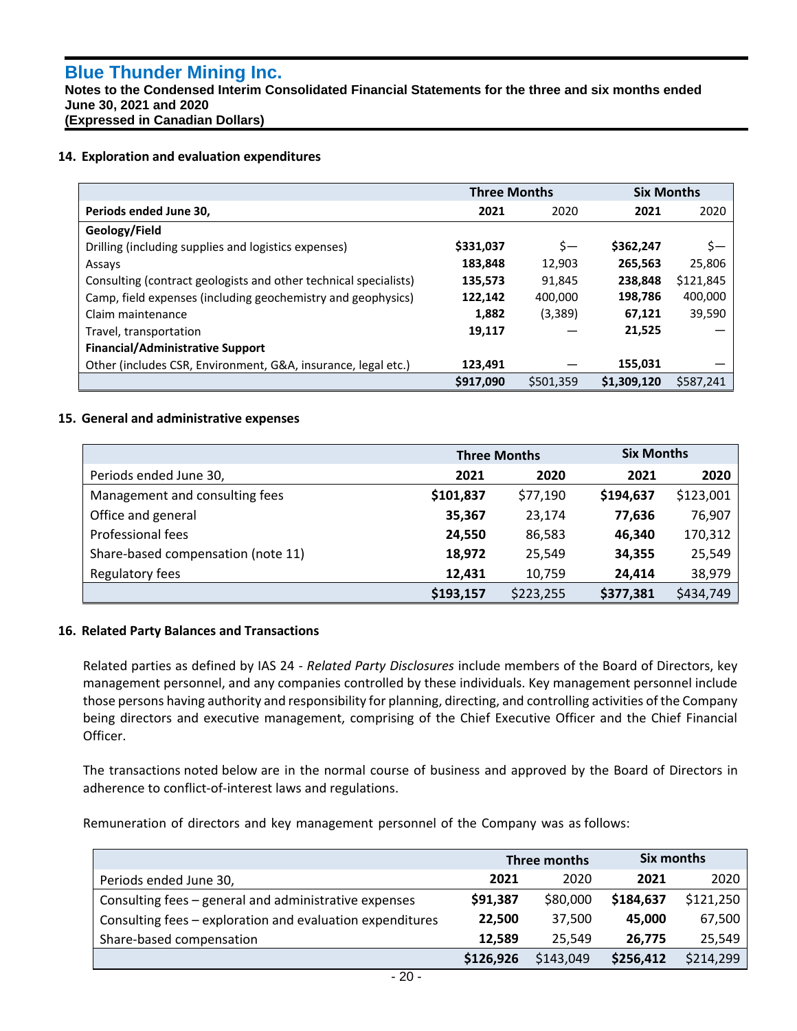## 14. Exploration and evaluation expenditures

| | Three Months | | Six Months | |
|---|---|---|---|---|
| **Periods ended June 30,** | **2021** | 2020 | **2021** | 2020 |
| **Geology/Field** | | | | |
| Drilling (including supplies and logistics expenses) | **$331,037** | $— | **$362,247** | $— |
| Assays | **183,848** | 12,903 | **265,563** | 25,806 |
| Consulting (contract geologists and other technical specialists) | **135,573** | 91,845 | **238,848** | $121,845 |
| Camp, field expenses (including geochemistry and geophysics) | **122,142** | 400,000 | **198,786** | 400,000 |
| Claim maintenance | **1,882** | (3,389) | **67,121** | 39,590 |
| Travel, transportation | **19,117** | — | **21,525** | — |
| **Financial/Administrative Support** | | | | |
| Other (includes CSR, Environment, G&A, insurance, legal etc.) | **123,491** | — | **155,031** | — |
| | **$917,090** | $501,359 | **$1,309,120** | $587,241 |

## 15. General and administrative expenses

| | Three Months | | Six Months | |
|---|---|---|---|---|
| Periods ended June 30, | **2021** | **2020** | **2021** | **2020** |
| Management and consulting fees | **$101,837** | $77,190 | **$194,637** | $123,001 |
| Office and general | **35,367** | 23,174 | **77,636** | 76,907 |
| Professional fees | **24,550** | 86,583 | **46,340** | 170,312 |
| Share-based compensation (note 11) | **18,972** | 25,549 | **34,355** | 25,549 |
| Regulatory fees | **12,431** | 10,759 | **24,414** | 38,979 |
| | **$193,157** | $223,255 | **$377,381** | $434,749 |

## 16. Related Party Balances and Transactions

Related parties as defined by IAS 24 - *Related Party Disclosures* include members of the Board of Directors, key management personnel, and any companies controlled by these individuals. Key management personnel include those persons having authority and responsibility for planning, directing, and controlling activities of the Company being directors and executive management, comprising of the Chief Executive Officer and the Chief Financial Officer.

The transactions noted below are in the normal course of business and approved by the Board of Directors in adherence to conflict-of-interest laws and regulations.

Remuneration of directors and key management personnel of the Company was as follows:

| | Three months | | Six months | |
|---|---|---|---|---|
| Periods ended June 30, | **2021** | 2020 | **2021** | 2020 |
| Consulting fees – general and administrative expenses | **$91,387** | $80,000 | **$184,637** | $121,250 |
| Consulting fees – exploration and evaluation expenditures | **22,500** | 37,500 | **45,000** | 67,500 |
| Share-based compensation | **12,589** | 25,549 | **26,775** | 25,549 |
| | **$126,926** | $143,049 | **$256,412** | $214,299 |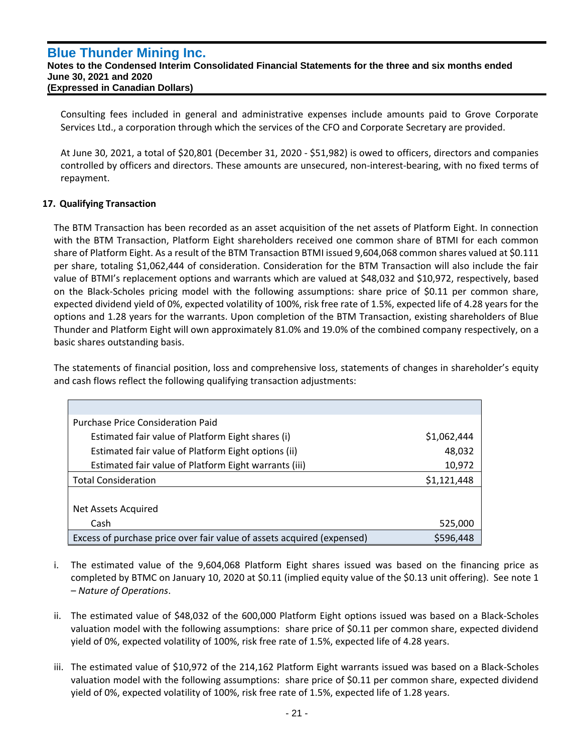Consulting fees included in general and administrative expenses include amounts paid to Grove Corporate Services Ltd., a corporation through which the services of the CFO and Corporate Secretary are provided.

At June 30, 2021, a total of $20,801 (December 31, 2020 - $51,982) is owed to officers, directors and companies controlled by officers and directors. These amounts are unsecured, non-interest-bearing, with no fixed terms of repayment.

## 17. Qualifying Transaction

The BTM Transaction has been recorded as an asset acquisition of the net assets of Platform Eight. In connection with the BTM Transaction, Platform Eight shareholders received one common share of BTMI for each common share of Platform Eight. As a result of the BTM Transaction BTMI issued 9,604,068 common shares valued at $0.111 per share, totaling $1,062,444 of consideration. Consideration for the BTM Transaction will also include the fair value of BTMI's replacement options and warrants which are valued at $48,032 and $10,972, respectively, based on the Black-Scholes pricing model with the following assumptions: share price of $0.11 per common share, expected dividend yield of 0%, expected volatility of 100%, risk free rate of 1.5%, expected life of 4.28 years for the options and 1.28 years for the warrants. Upon completion of the BTM Transaction, existing shareholders of Blue Thunder and Platform Eight will own approximately 81.0% and 19.0% of the combined company respectively, on a basic shares outstanding basis.

The statements of financial position, loss and comprehensive loss, statements of changes in shareholder's equity and cash flows reflect the following qualifying transaction adjustments:

| | |
|---|---|
| Purchase Price Consideration Paid | |
| Estimated fair value of Platform Eight shares (i) | $1,062,444 |
| Estimated fair value of Platform Eight options (ii) | 48,032 |
| Estimated fair value of Platform Eight warrants (iii) | 10,972 |
| Total Consideration | $1,121,448 |
| | |
| Net Assets Acquired | |
| Cash | 525,000 |
| Excess of purchase price over fair value of assets acquired (expensed) | $596,448 |

i. The estimated value of the 9,604,068 Platform Eight shares issued was based on the financing price as completed by BTMC on January 10, 2020 at $0.11 (implied equity value of the $0.13 unit offering). See note 1 – *Nature of Operations*.

ii. The estimated value of $48,032 of the 600,000 Platform Eight options issued was based on a Black-Scholes valuation model with the following assumptions: share price of $0.11 per common share, expected dividend yield of 0%, expected volatility of 100%, risk free rate of 1.5%, expected life of 4.28 years.

iii. The estimated value of $10,972 of the 214,162 Platform Eight warrants issued was based on a Black-Scholes valuation model with the following assumptions: share price of $0.11 per common share, expected dividend yield of 0%, expected volatility of 100%, risk free rate of 1.5%, expected life of 1.28 years.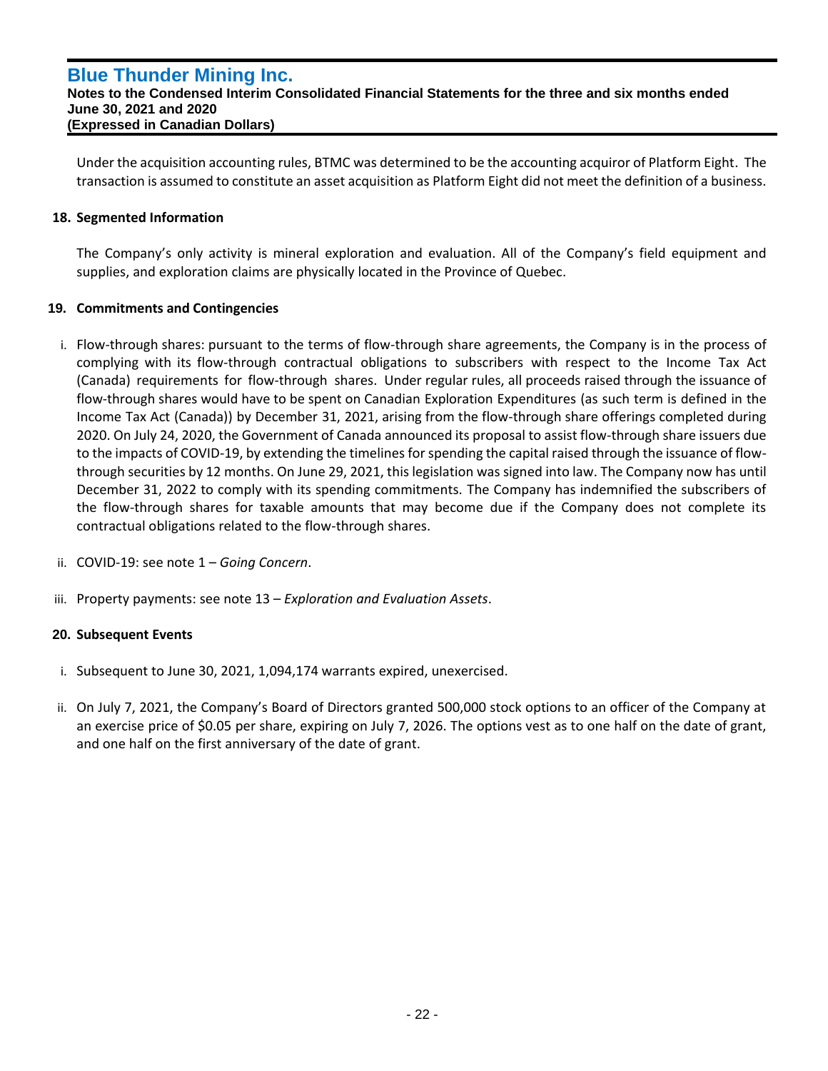Under the acquisition accounting rules, BTMC was determined to be the accounting acquiror of Platform Eight. The transaction is assumed to constitute an asset acquisition as Platform Eight did not meet the definition of a business.

## 18. Segmented Information

The Company's only activity is mineral exploration and evaluation. All of the Company's field equipment and supplies, and exploration claims are physically located in the Province of Quebec.

## 19. Commitments and Contingencies

i. Flow-through shares: pursuant to the terms of flow-through share agreements, the Company is in the process of complying with its flow-through contractual obligations to subscribers with respect to the Income Tax Act (Canada) requirements for flow-through shares. Under regular rules, all proceeds raised through the issuance of flow-through shares would have to be spent on Canadian Exploration Expenditures (as such term is defined in the Income Tax Act (Canada)) by December 31, 2021, arising from the flow-through share offerings completed during 2020. On July 24, 2020, the Government of Canada announced its proposal to assist flow-through share issuers due to the impacts of COVID-19, by extending the timelines for spending the capital raised through the issuance of flow-through securities by 12 months. On June 29, 2021, this legislation was signed into law. The Company now has until December 31, 2022 to comply with its spending commitments. The Company has indemnified the subscribers of the flow-through shares for taxable amounts that may become due if the Company does not complete its contractual obligations related to the flow-through shares.

ii. COVID-19: see note 1 – *Going Concern*.

iii. Property payments: see note 13 – *Exploration and Evaluation Assets*.

## 20. Subsequent Events

i. Subsequent to June 30, 2021, 1,094,174 warrants expired, unexercised.

ii. On July 7, 2021, the Company's Board of Directors granted 500,000 stock options to an officer of the Company at an exercise price of $0.05 per share, expiring on July 7, 2026. The options vest as to one half on the date of grant, and one half on the first anniversary of the date of grant.